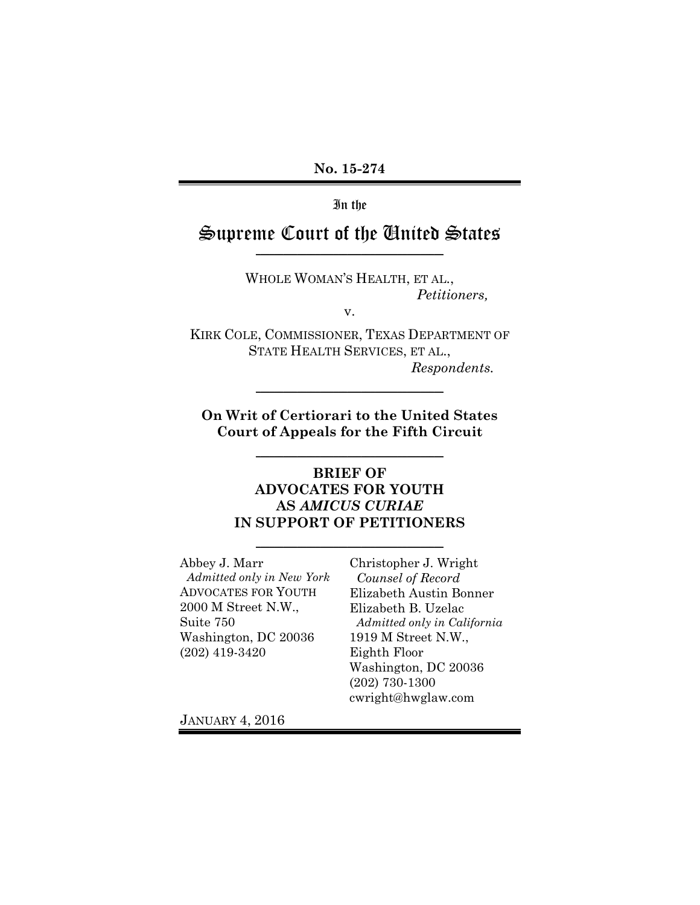**No. 15-274**

In the

# Supreme Court of the United States

WHOLE WOMAN'S HEALTH, ET AL.,
*Petitioners,*

v.

KIRK COLE, COMMISSIONER, TEXAS DEPARTMENT OF STATE HEALTH SERVICES, ET AL.,
*Respondents.*

**On Writ of Certiorari to the United States Court of Appeals for the Fifth Circuit**

**BRIEF OF ADVOCATES FOR YOUTH AS *AMICUS CURIAE* IN SUPPORT OF PETITIONERS**

Abbey J. Marr
*Admitted only in New York*
ADVOCATES FOR YOUTH
2000 M Street N.W.,
Suite 750
Washington, DC 20036
(202) 419-3420

Christopher J. Wright
*Counsel of Record*
Elizabeth Austin Bonner
Elizabeth B. Uzelac
*Admitted only in California*
1919 M Street N.W.,
Eighth Floor
Washington, DC 20036
(202) 730-1300
cwright@hwglaw.com

JANUARY 4, 2016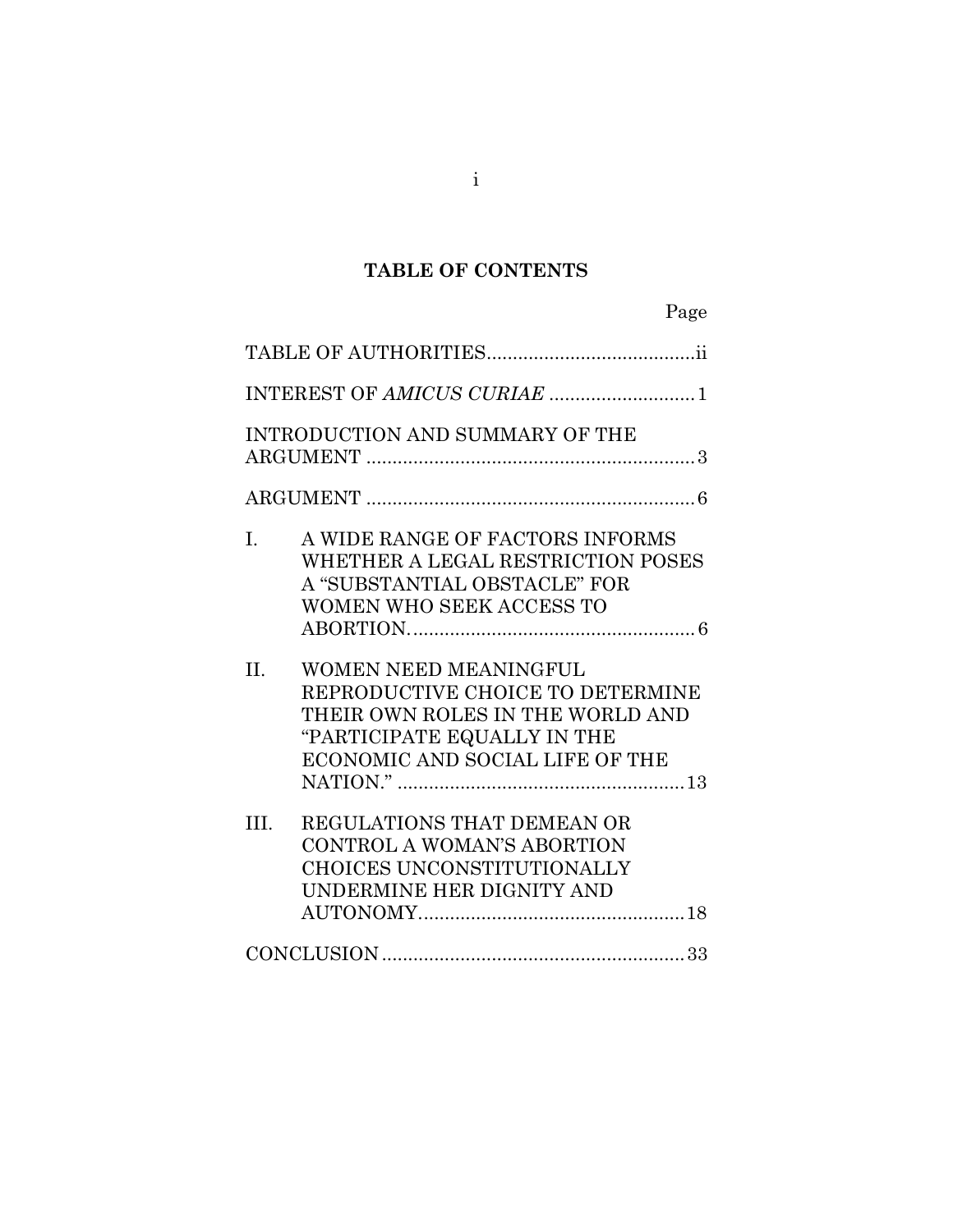# TABLE OF CONTENTS

| | Page |
|---|---|
| TABLE OF AUTHORITIES | ii |
| INTEREST OF *AMICUS CURIAE* | 1 |
| INTRODUCTION AND SUMMARY OF THE ARGUMENT | 3 |
| ARGUMENT | 6 |
| I. A WIDE RANGE OF FACTORS INFORMS WHETHER A LEGAL RESTRICTION POSES A "SUBSTANTIAL OBSTACLE" FOR WOMEN WHO SEEK ACCESS TO ABORTION. | 6 |
| II. WOMEN NEED MEANINGFUL REPRODUCTIVE CHOICE TO DETERMINE THEIR OWN ROLES IN THE WORLD AND "PARTICIPATE EQUALLY IN THE ECONOMIC AND SOCIAL LIFE OF THE NATION." | 13 |
| III. REGULATIONS THAT DEMEAN OR CONTROL A WOMAN'S ABORTION CHOICES UNCONSTITUTIONALLY UNDERMINE HER DIGNITY AND AUTONOMY. | 18 |
| CONCLUSION | 33 |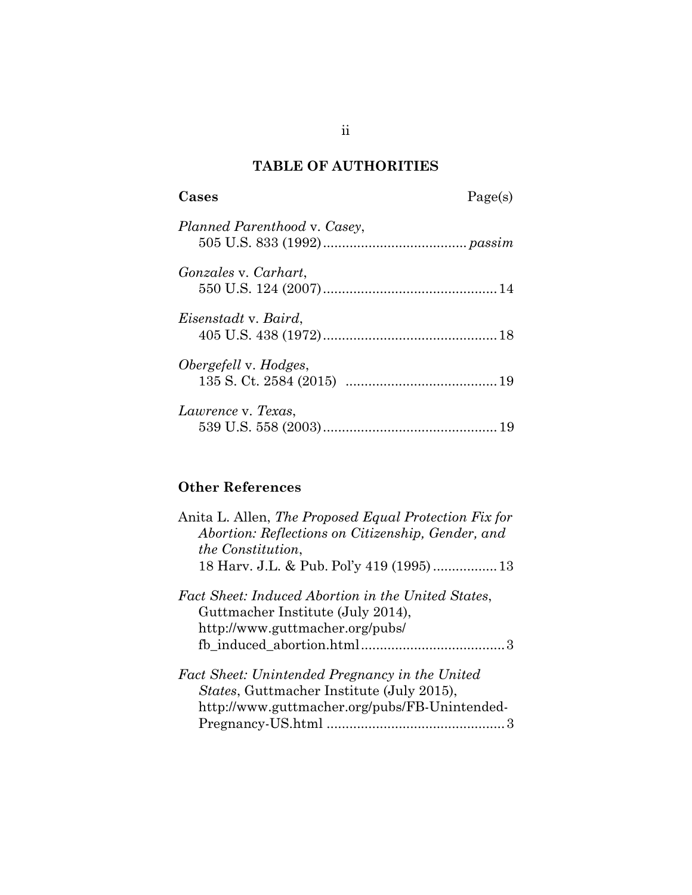## TABLE OF AUTHORITIES

| **Cases** | Page(s) |
|---|---|
| *Planned Parenthood* v. *Casey*, 505 U.S. 833 (1992) | *passim* |
| *Gonzales* v. *Carhart*, 550 U.S. 124 (2007) | 14 |
| *Eisenstadt* v. *Baird*, 405 U.S. 438 (1972) | 18 |
| *Obergefell* v. *Hodges*, 135 S. Ct. 2584 (2015) | 19 |
| *Lawrence* v. *Texas*, 539 U.S. 558 (2003) | 19 |

**Other References**

| | |
|---|---|
| Anita L. Allen, *The Proposed Equal Protection Fix for Abortion: Reflections on Citizenship, Gender, and the Constitution*, 18 Harv. J.L. & Pub. Pol'y 419 (1995) | 13 |
| *Fact Sheet: Induced Abortion in the United States*, Guttmacher Institute (July 2014), http://www.guttmacher.org/pubs/fb_induced_abortion.html | 3 |
| *Fact Sheet: Unintended Pregnancy in the United States*, Guttmacher Institute (July 2015), http://www.guttmacher.org/pubs/FB-Unintended-Pregnancy-US.html | 3 |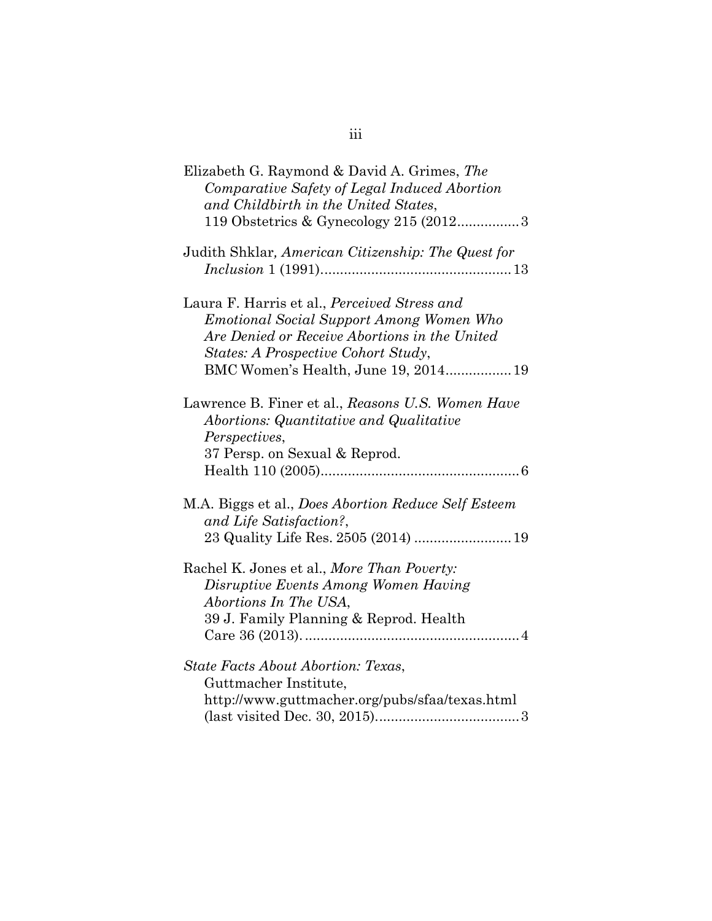Elizabeth G. Raymond & David A. Grimes, *The Comparative Safety of Legal Induced Abortion and Childbirth in the United States*, 119 Obstetrics & Gynecology 215 (2012................3

Judith Shklar, *American Citizenship: The Quest for Inclusion* 1 (1991)................................................13

Laura F. Harris et al., *Perceived Stress and Emotional Social Support Among Women Who Are Denied or Receive Abortions in the United States: A Prospective Cohort Study*, BMC Women's Health, June 19, 2014.................19

Lawrence B. Finer et al., *Reasons U.S. Women Have Abortions: Quantitative and Qualitative Perspectives*, 37 Persp. on Sexual & Reprod. Health 110 (2005)..................................................6

M.A. Biggs et al., *Does Abortion Reduce Self Esteem and Life Satisfaction?*, 23 Quality Life Res. 2505 (2014) .........................19

Rachel K. Jones et al., *More Than Poverty: Disruptive Events Among Women Having Abortions In The USA*, 39 J. Family Planning & Reprod. Health Care 36 (2013). ......................................................4

*State Facts About Abortion: Texas*, Guttmacher Institute, http://www.guttmacher.org/pubs/sfaa/texas.html (last visited Dec. 30, 2015)....................................3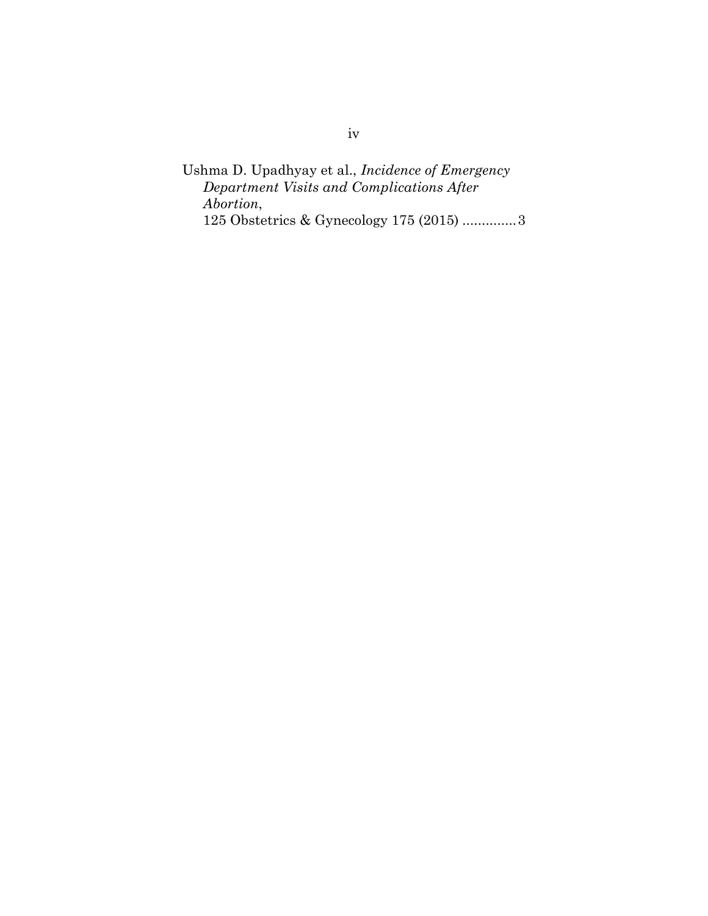Ushma D. Upadhyay et al., *Incidence of Emergency Department Visits and Complications After Abortion*, 125 Obstetrics & Gynecology 175 (2015) .............3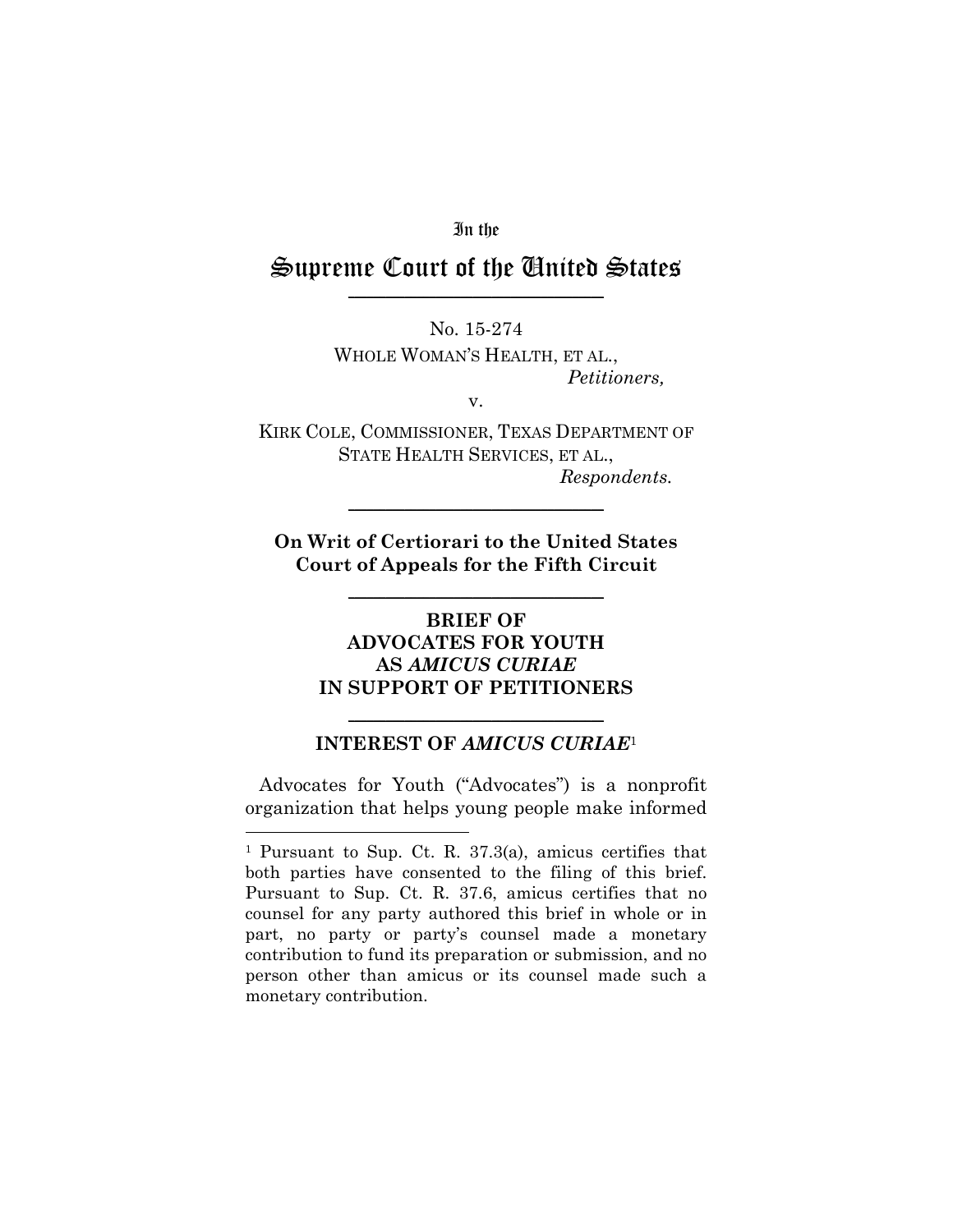In the

# Supreme Court of the United States

---

No. 15-274

WHOLE WOMAN'S HEALTH, ET AL.,
*Petitioners,*

v.

KIRK COLE, COMMISSIONER, TEXAS DEPARTMENT OF STATE HEALTH SERVICES, ET AL.,
*Respondents.*

---

**On Writ of Certiorari to the United States Court of Appeals for the Fifth Circuit**

---

**BRIEF OF ADVOCATES FOR YOUTH AS *AMICUS CURIAE* IN SUPPORT OF PETITIONERS**

---

## INTEREST OF *AMICUS CURIAE*[1]

Advocates for Youth ("Advocates") is a nonprofit organization that helps young people make informed

---

[1] Pursuant to Sup. Ct. R. 37.3(a), amicus certifies that both parties have consented to the filing of this brief. Pursuant to Sup. Ct. R. 37.6, amicus certifies that no counsel for any party authored this brief in whole or in part, no party or party's counsel made a monetary contribution to fund its preparation or submission, and no person other than amicus or its counsel made such a monetary contribution.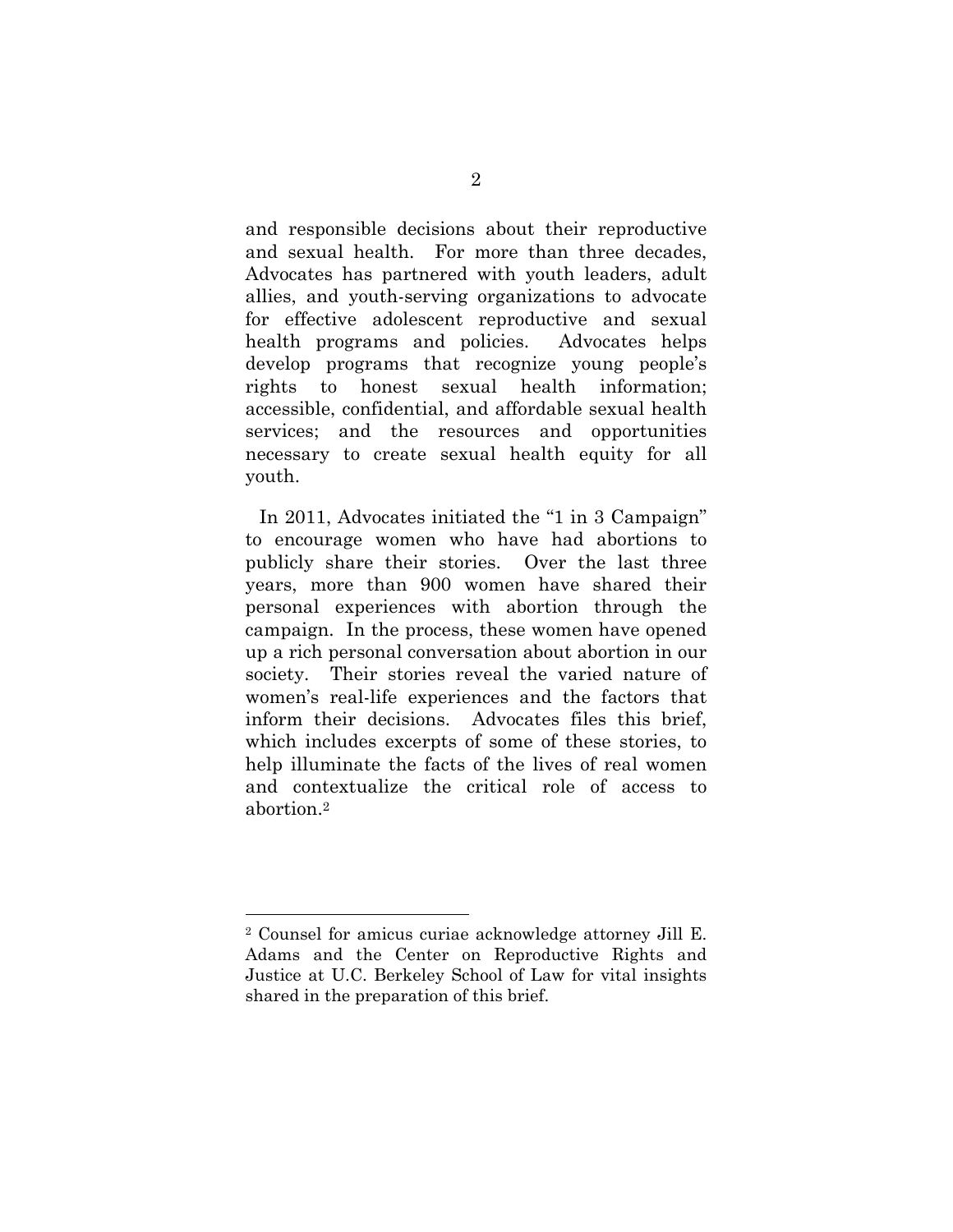and responsible decisions about their reproductive and sexual health. For more than three decades, Advocates has partnered with youth leaders, adult allies, and youth-serving organizations to advocate for effective adolescent reproductive and sexual health programs and policies. Advocates helps develop programs that recognize young people's rights to honest sexual health information; accessible, confidential, and affordable sexual health services; and the resources and opportunities necessary to create sexual health equity for all youth.

In 2011, Advocates initiated the "1 in 3 Campaign" to encourage women who have had abortions to publicly share their stories. Over the last three years, more than 900 women have shared their personal experiences with abortion through the campaign. In the process, these women have opened up a rich personal conversation about abortion in our society. Their stories reveal the varied nature of women's real-life experiences and the factors that inform their decisions. Advocates files this brief, which includes excerpts of some of these stories, to help illuminate the facts of the lives of real women and contextualize the critical role of access to abortion.[2]

---

[2] Counsel for amicus curiae acknowledge attorney Jill E. Adams and the Center on Reproductive Rights and Justice at U.C. Berkeley School of Law for vital insights shared in the preparation of this brief.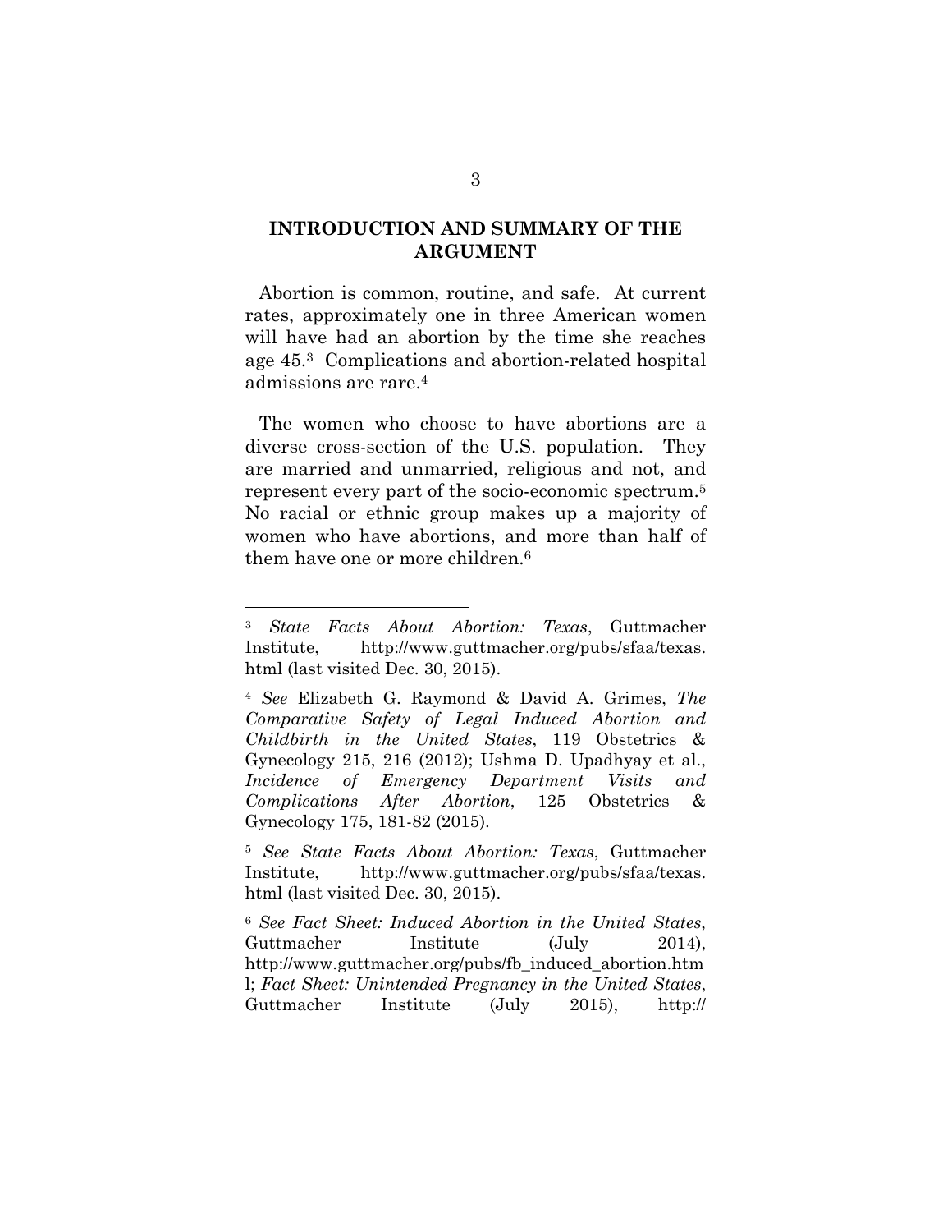## INTRODUCTION AND SUMMARY OF THE ARGUMENT

Abortion is common, routine, and safe. At current rates, approximately one in three American women will have had an abortion by the time she reaches age 45.[3] Complications and abortion-related hospital admissions are rare.[4]

The women who choose to have abortions are a diverse cross-section of the U.S. population. They are married and unmarried, religious and not, and represent every part of the socio-economic spectrum.[5] No racial or ethnic group makes up a majority of women who have abortions, and more than half of them have one or more children.[6]

---

[3] *State Facts About Abortion: Texas*, Guttmacher Institute, http://www.guttmacher.org/pubs/sfaa/texas.html (last visited Dec. 30, 2015).

[4] *See* Elizabeth G. Raymond & David A. Grimes, *The Comparative Safety of Legal Induced Abortion and Childbirth in the United States*, 119 Obstetrics & Gynecology 215, 216 (2012); Ushma D. Upadhyay et al., *Incidence of Emergency Department Visits and Complications After Abortion*, 125 Obstetrics & Gynecology 175, 181-82 (2015).

[5] *See State Facts About Abortion: Texas*, Guttmacher Institute, http://www.guttmacher.org/pubs/sfaa/texas.html (last visited Dec. 30, 2015).

[6] *See Fact Sheet: Induced Abortion in the United States*, Guttmacher Institute (July 2014), http://www.guttmacher.org/pubs/fb_induced_abortion.html; *Fact Sheet: Unintended Pregnancy in the United States*, Guttmacher Institute (July 2015), http://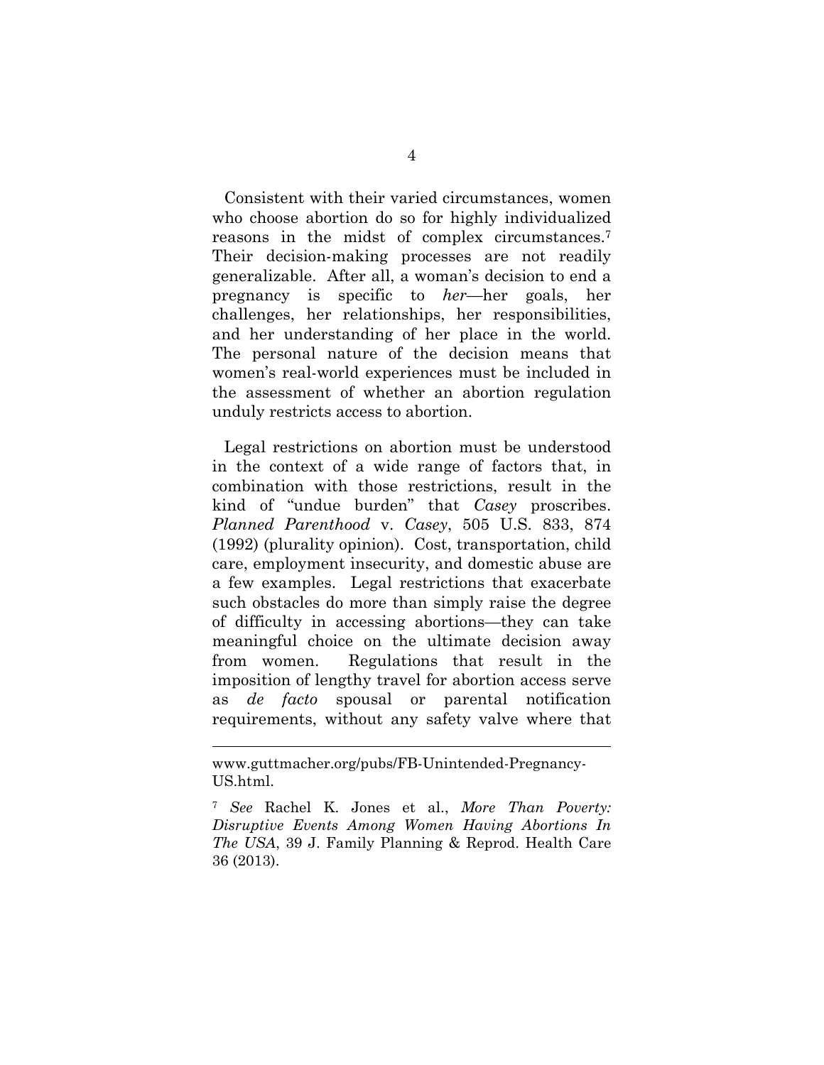Consistent with their varied circumstances, women who choose abortion do so for highly individualized reasons in the midst of complex circumstances.[7] Their decision-making processes are not readily generalizable. After all, a woman's decision to end a pregnancy is specific to *her*—her goals, her challenges, her relationships, her responsibilities, and her understanding of her place in the world. The personal nature of the decision means that women's real-world experiences must be included in the assessment of whether an abortion regulation unduly restricts access to abortion.

Legal restrictions on abortion must be understood in the context of a wide range of factors that, in combination with those restrictions, result in the kind of "undue burden" that *Casey* proscribes. *Planned Parenthood* v. *Casey*, 505 U.S. 833, 874 (1992) (plurality opinion). Cost, transportation, child care, employment insecurity, and domestic abuse are a few examples. Legal restrictions that exacerbate such obstacles do more than simply raise the degree of difficulty in accessing abortions—they can take meaningful choice on the ultimate decision away from women. Regulations that result in the imposition of lengthy travel for abortion access serve as *de facto* spousal or parental notification requirements, without any safety valve where that

---

www.guttmacher.org/pubs/FB-Unintended-Pregnancy-US.html.

[7] *See* Rachel K. Jones et al., *More Than Poverty: Disruptive Events Among Women Having Abortions In The USA*, 39 J. Family Planning & Reprod. Health Care 36 (2013).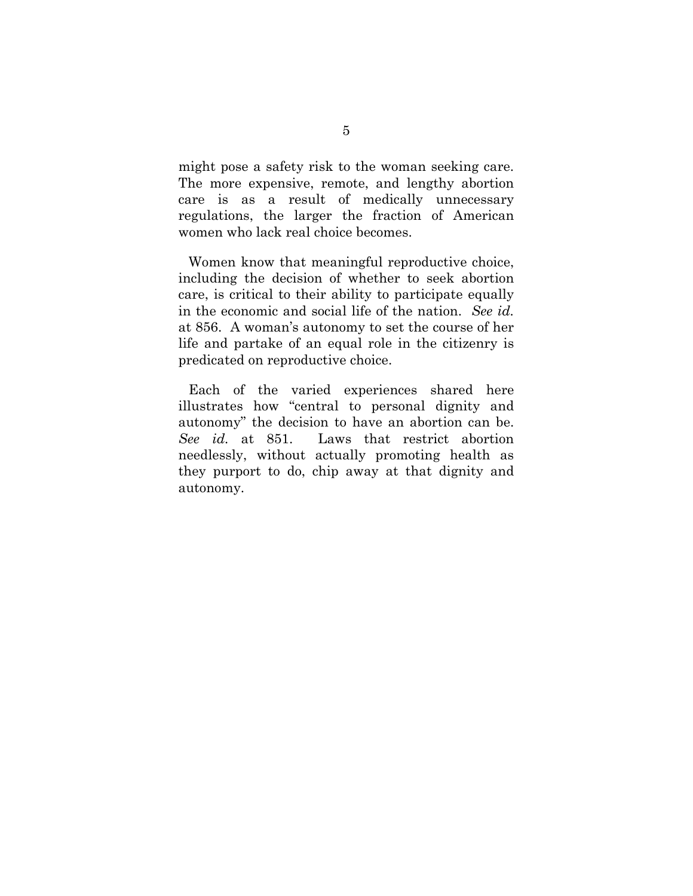might pose a safety risk to the woman seeking care. The more expensive, remote, and lengthy abortion care is as a result of medically unnecessary regulations, the larger the fraction of American women who lack real choice becomes.

Women know that meaningful reproductive choice, including the decision of whether to seek abortion care, is critical to their ability to participate equally in the economic and social life of the nation. *See id.* at 856. A woman's autonomy to set the course of her life and partake of an equal role in the citizenry is predicated on reproductive choice.

Each of the varied experiences shared here illustrates how "central to personal dignity and autonomy" the decision to have an abortion can be. *See id.* at 851. Laws that restrict abortion needlessly, without actually promoting health as they purport to do, chip away at that dignity and autonomy.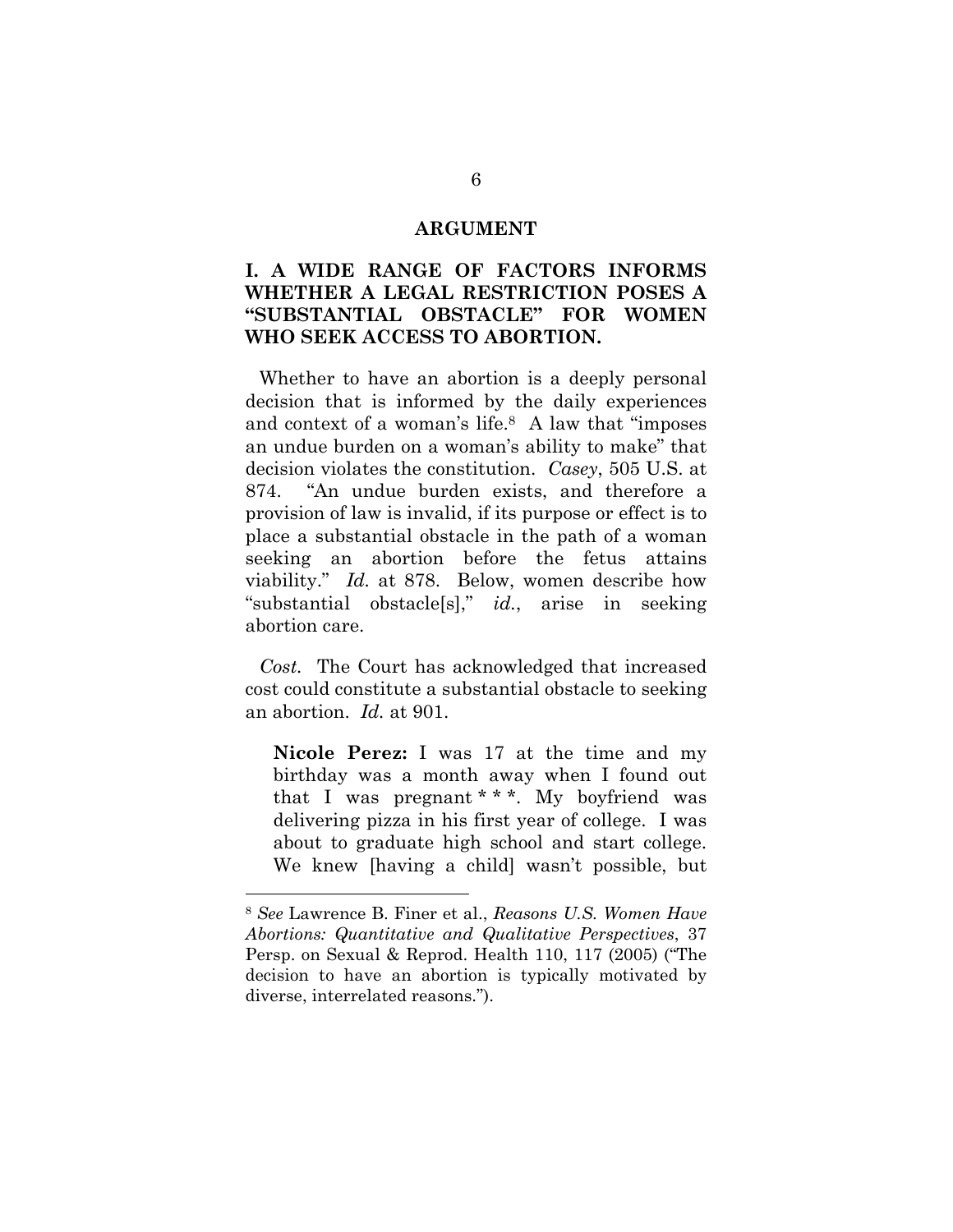## ARGUMENT

### I. A WIDE RANGE OF FACTORS INFORMS WHETHER A LEGAL RESTRICTION POSES A "SUBSTANTIAL OBSTACLE" FOR WOMEN WHO SEEK ACCESS TO ABORTION.

Whether to have an abortion is a deeply personal decision that is informed by the daily experiences and context of a woman's life.[8] A law that "imposes an undue burden on a woman's ability to make" that decision violates the constitution. *Casey*, 505 U.S. at 874. "An undue burden exists, and therefore a provision of law is invalid, if its purpose or effect is to place a substantial obstacle in the path of a woman seeking an abortion before the fetus attains viability." *Id.* at 878. Below, women describe how "substantial obstacle[s]," *id.*, arise in seeking abortion care.

*Cost.* The Court has acknowledged that increased cost could constitute a substantial obstacle to seeking an abortion. *Id.* at 901.

> **Nicole Perez:** I was 17 at the time and my birthday was a month away when I found out that I was pregnant * * *. My boyfriend was delivering pizza in his first year of college. I was about to graduate high school and start college. We knew [having a child] wasn't possible, but

---

[8] *See* Lawrence B. Finer et al., *Reasons U.S. Women Have Abortions: Quantitative and Qualitative Perspectives*, 37 Persp. on Sexual & Reprod. Health 110, 117 (2005) ("The decision to have an abortion is typically motivated by diverse, interrelated reasons.").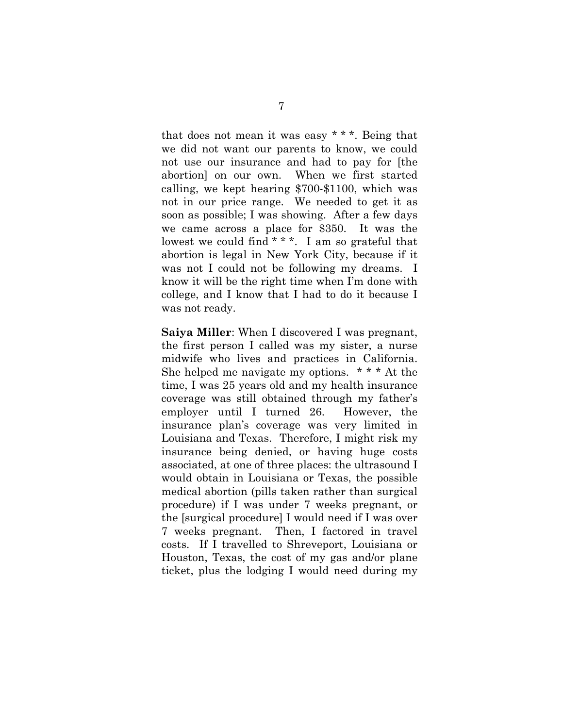that does not mean it was easy * * *. Being that we did not want our parents to know, we could not use our insurance and had to pay for [the abortion] on our own. When we first started calling, we kept hearing $700-$1100, which was not in our price range. We needed to get it as soon as possible; I was showing. After a few days we came across a place for $350. It was the lowest we could find * * *. I am so grateful that abortion is legal in New York City, because if it was not I could not be following my dreams. I know it will be the right time when I'm done with college, and I know that I had to do it because I was not ready.

**Saiya Miller**: When I discovered I was pregnant, the first person I called was my sister, a nurse midwife who lives and practices in California. She helped me navigate my options. * * * At the time, I was 25 years old and my health insurance coverage was still obtained through my father's employer until I turned 26. However, the insurance plan's coverage was very limited in Louisiana and Texas. Therefore, I might risk my insurance being denied, or having huge costs associated, at one of three places: the ultrasound I would obtain in Louisiana or Texas, the possible medical abortion (pills taken rather than surgical procedure) if I was under 7 weeks pregnant, or the [surgical procedure] I would need if I was over 7 weeks pregnant. Then, I factored in travel costs. If I travelled to Shreveport, Louisiana or Houston, Texas, the cost of my gas and/or plane ticket, plus the lodging I would need during my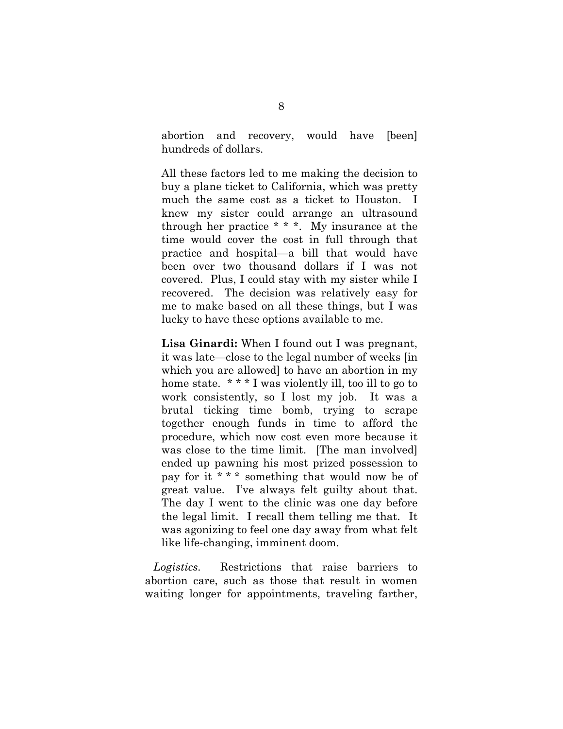> abortion and recovery, would have [been] hundreds of dollars.
>
> All these factors led to me making the decision to buy a plane ticket to California, which was pretty much the same cost as a ticket to Houston. I knew my sister could arrange an ultrasound through her practice * * *. My insurance at the time would cover the cost in full through that practice and hospital—a bill that would have been over two thousand dollars if I was not covered. Plus, I could stay with my sister while I recovered. The decision was relatively easy for me to make based on all these things, but I was lucky to have these options available to me.
>
> **Lisa Ginardi:** When I found out I was pregnant, it was late—close to the legal number of weeks [in which you are allowed] to have an abortion in my home state. * * * I was violently ill, too ill to go to work consistently, so I lost my job. It was a brutal ticking time bomb, trying to scrape together enough funds in time to afford the procedure, which now cost even more because it was close to the time limit. [The man involved] ended up pawning his most prized possession to pay for it * * * something that would now be of great value. I've always felt guilty about that. The day I went to the clinic was one day before the legal limit. I recall them telling me that. It was agonizing to feel one day away from what felt like life-changing, imminent doom.

*Logistics.* Restrictions that raise barriers to abortion care, such as those that result in women waiting longer for appointments, traveling farther,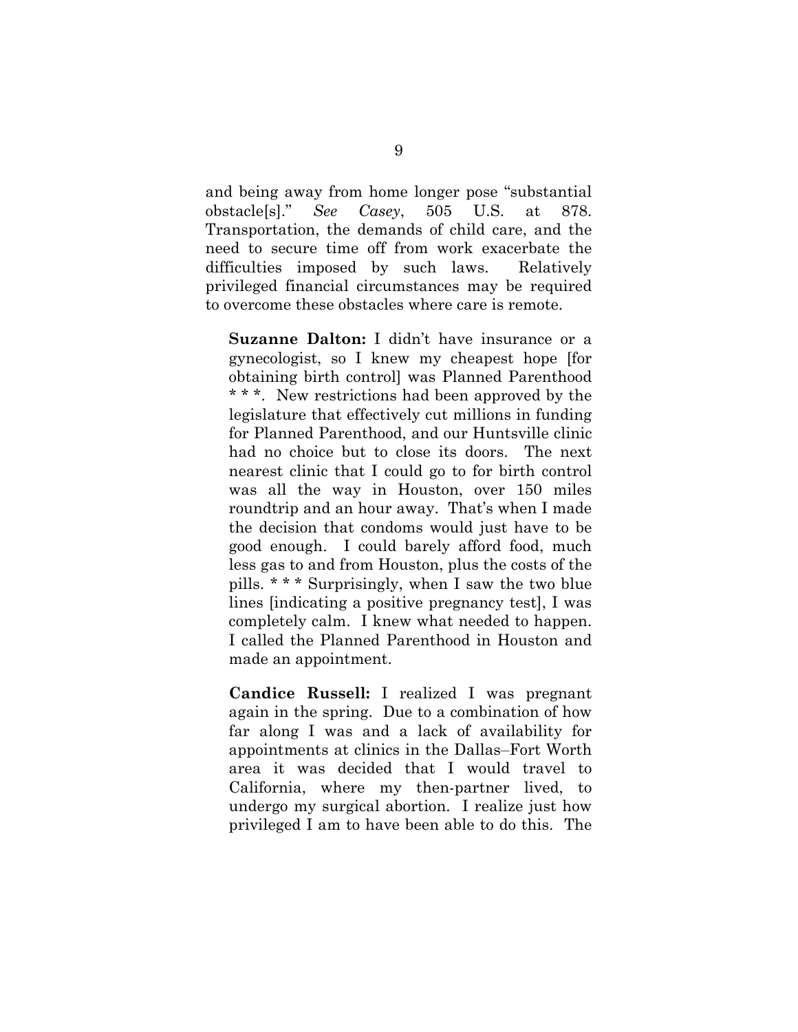and being away from home longer pose "substantial obstacle[s]." *See Casey*, 505 U.S. at 878. Transportation, the demands of child care, and the need to secure time off from work exacerbate the difficulties imposed by such laws. Relatively privileged financial circumstances may be required to overcome these obstacles where care is remote.

> **Suzanne Dalton:** I didn't have insurance or a gynecologist, so I knew my cheapest hope [for obtaining birth control] was Planned Parenthood * * *. New restrictions had been approved by the legislature that effectively cut millions in funding for Planned Parenthood, and our Huntsville clinic had no choice but to close its doors. The next nearest clinic that I could go to for birth control was all the way in Houston, over 150 miles roundtrip and an hour away. That's when I made the decision that condoms would just have to be good enough. I could barely afford food, much less gas to and from Houston, plus the costs of the pills. * * * Surprisingly, when I saw the two blue lines [indicating a positive pregnancy test], I was completely calm. I knew what needed to happen. I called the Planned Parenthood in Houston and made an appointment.

> **Candice Russell:** I realized I was pregnant again in the spring. Due to a combination of how far along I was and a lack of availability for appointments at clinics in the Dallas–Fort Worth area it was decided that I would travel to California, where my then-partner lived, to undergo my surgical abortion. I realize just how privileged I am to have been able to do this. The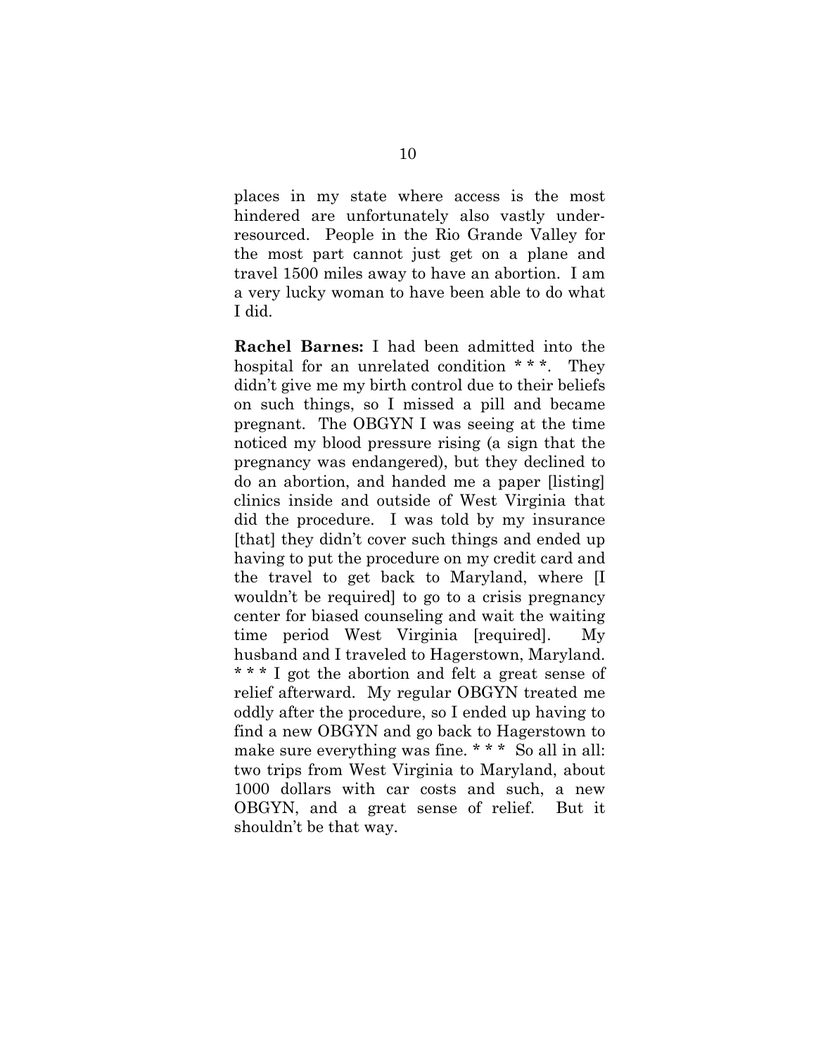places in my state where access is the most hindered are unfortunately also vastly under-resourced. People in the Rio Grande Valley for the most part cannot just get on a plane and travel 1500 miles away to have an abortion. I am a very lucky woman to have been able to do what I did.

**Rachel Barnes:** I had been admitted into the hospital for an unrelated condition * * *. They didn't give me my birth control due to their beliefs on such things, so I missed a pill and became pregnant. The OBGYN I was seeing at the time noticed my blood pressure rising (a sign that the pregnancy was endangered), but they declined to do an abortion, and handed me a paper [listing] clinics inside and outside of West Virginia that did the procedure. I was told by my insurance [that] they didn't cover such things and ended up having to put the procedure on my credit card and the travel to get back to Maryland, where [I wouldn't be required] to go to a crisis pregnancy center for biased counseling and wait the waiting time period West Virginia [required]. My husband and I traveled to Hagerstown, Maryland. * * * I got the abortion and felt a great sense of relief afterward. My regular OBGYN treated me oddly after the procedure, so I ended up having to find a new OBGYN and go back to Hagerstown to make sure everything was fine. * * * So all in all: two trips from West Virginia to Maryland, about 1000 dollars with car costs and such, a new OBGYN, and a great sense of relief. But it shouldn't be that way.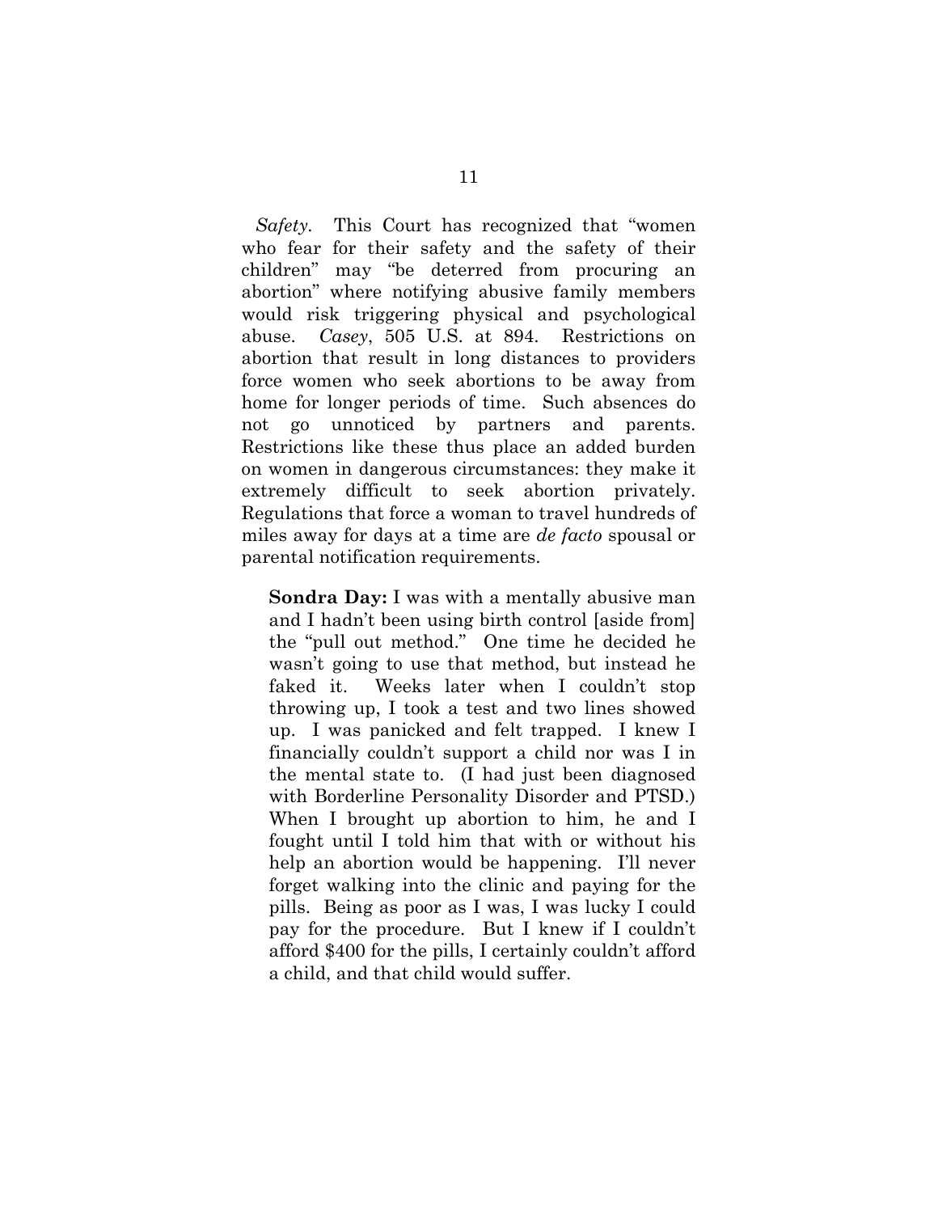*Safety.* This Court has recognized that "women who fear for their safety and the safety of their children" may "be deterred from procuring an abortion" where notifying abusive family members would risk triggering physical and psychological abuse. *Casey*, 505 U.S. at 894. Restrictions on abortion that result in long distances to providers force women who seek abortions to be away from home for longer periods of time. Such absences do not go unnoticed by partners and parents. Restrictions like these thus place an added burden on women in dangerous circumstances: they make it extremely difficult to seek abortion privately. Regulations that force a woman to travel hundreds of miles away for days at a time are *de facto* spousal or parental notification requirements.

> **Sondra Day:** I was with a mentally abusive man and I hadn't been using birth control [aside from] the "pull out method." One time he decided he wasn't going to use that method, but instead he faked it. Weeks later when I couldn't stop throwing up, I took a test and two lines showed up. I was panicked and felt trapped. I knew I financially couldn't support a child nor was I in the mental state to. (I had just been diagnosed with Borderline Personality Disorder and PTSD.) When I brought up abortion to him, he and I fought until I told him that with or without his help an abortion would be happening. I'll never forget walking into the clinic and paying for the pills. Being as poor as I was, I was lucky I could pay for the procedure. But I knew if I couldn't afford $400 for the pills, I certainly couldn't afford a child, and that child would suffer.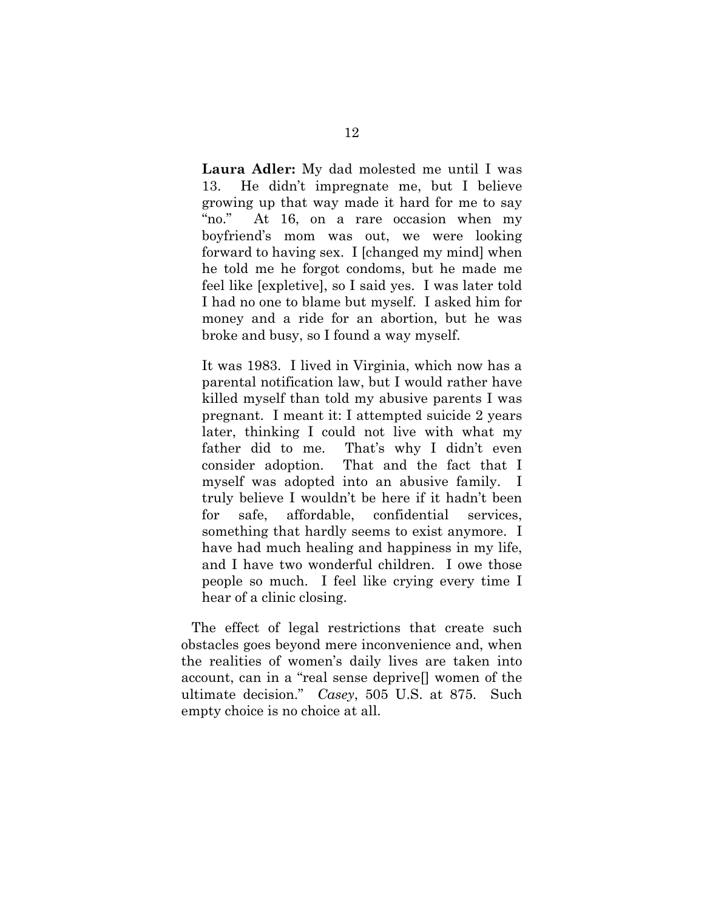**Laura Adler:** My dad molested me until I was 13. He didn't impregnate me, but I believe growing up that way made it hard for me to say "no." At 16, on a rare occasion when my boyfriend's mom was out, we were looking forward to having sex. I [changed my mind] when he told me he forgot condoms, but he made me feel like [expletive], so I said yes. I was later told I had no one to blame but myself. I asked him for money and a ride for an abortion, but he was broke and busy, so I found a way myself.

It was 1983. I lived in Virginia, which now has a parental notification law, but I would rather have killed myself than told my abusive parents I was pregnant. I meant it: I attempted suicide 2 years later, thinking I could not live with what my father did to me. That's why I didn't even consider adoption. That and the fact that I myself was adopted into an abusive family. I truly believe I wouldn't be here if it hadn't been for safe, affordable, confidential services, something that hardly seems to exist anymore. I have had much healing and happiness in my life, and I have two wonderful children. I owe those people so much. I feel like crying every time I hear of a clinic closing.

The effect of legal restrictions that create such obstacles goes beyond mere inconvenience and, when the realities of women's daily lives are taken into account, can in a "real sense deprive[] women of the ultimate decision." *Casey*, 505 U.S. at 875. Such empty choice is no choice at all.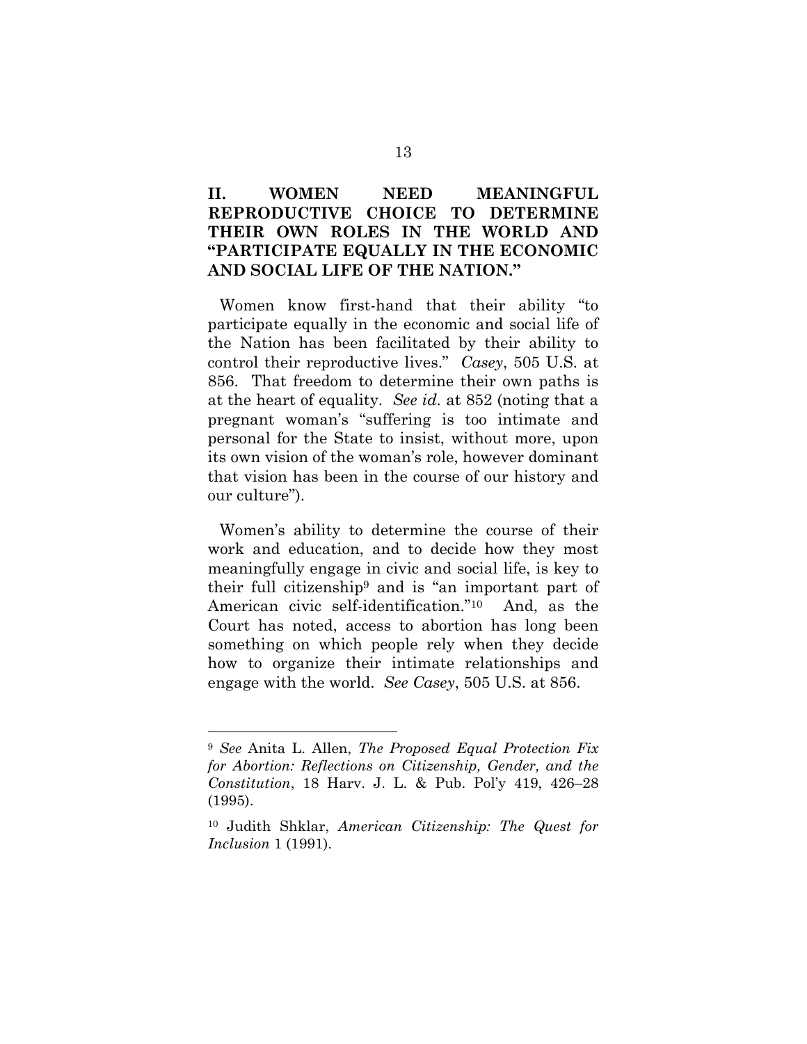## II. WOMEN NEED MEANINGFUL REPRODUCTIVE CHOICE TO DETERMINE THEIR OWN ROLES IN THE WORLD AND "PARTICIPATE EQUALLY IN THE ECONOMIC AND SOCIAL LIFE OF THE NATION."

Women know first-hand that their ability "to participate equally in the economic and social life of the Nation has been facilitated by their ability to control their reproductive lives." *Casey*, 505 U.S. at 856. That freedom to determine their own paths is at the heart of equality. *See id.* at 852 (noting that a pregnant woman's "suffering is too intimate and personal for the State to insist, without more, upon its own vision of the woman's role, however dominant that vision has been in the course of our history and our culture").

Women's ability to determine the course of their work and education, and to decide how they most meaningfully engage in civic and social life, is key to their full citizenship[9] and is "an important part of American civic self-identification."[10] And, as the Court has noted, access to abortion has long been something on which people rely when they decide how to organize their intimate relationships and engage with the world. *See Casey*, 505 U.S. at 856.

---

[9] *See* Anita L. Allen, *The Proposed Equal Protection Fix for Abortion: Reflections on Citizenship, Gender, and the Constitution*, 18 Harv. J. L. & Pub. Pol'y 419, 426–28 (1995).

[10] Judith Shklar, *American Citizenship: The Quest for Inclusion* 1 (1991).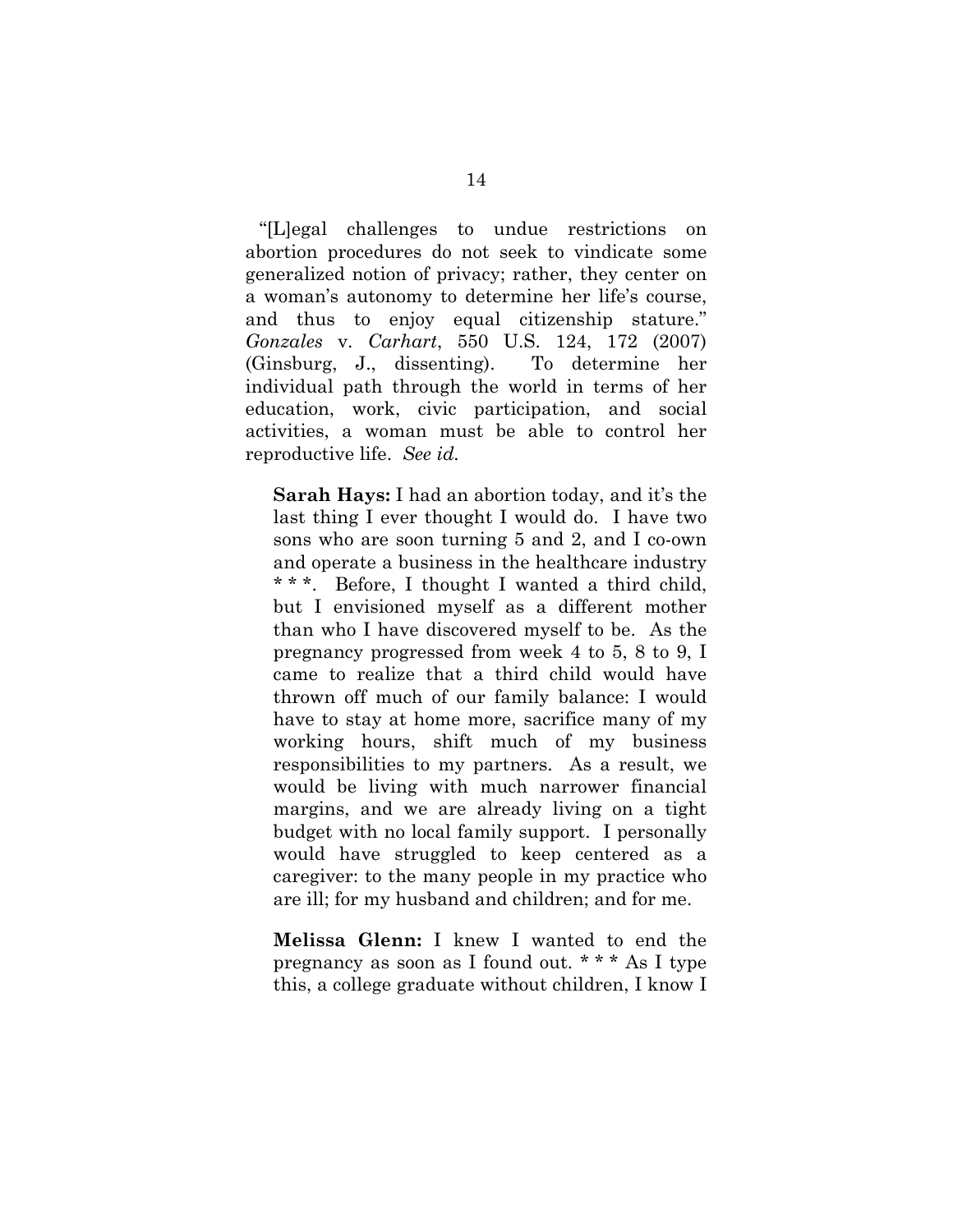"[L]egal challenges to undue restrictions on abortion procedures do not seek to vindicate some generalized notion of privacy; rather, they center on a woman's autonomy to determine her life's course, and thus to enjoy equal citizenship stature." *Gonzales* v. *Carhart*, 550 U.S. 124, 172 (2007) (Ginsburg, J., dissenting). To determine her individual path through the world in terms of her education, work, civic participation, and social activities, a woman must be able to control her reproductive life. *See id.*

> **Sarah Hays:** I had an abortion today, and it's the last thing I ever thought I would do. I have two sons who are soon turning 5 and 2, and I co-own and operate a business in the healthcare industry * * *. Before, I thought I wanted a third child, but I envisioned myself as a different mother than who I have discovered myself to be. As the pregnancy progressed from week 4 to 5, 8 to 9, I came to realize that a third child would have thrown off much of our family balance: I would have to stay at home more, sacrifice many of my working hours, shift much of my business responsibilities to my partners. As a result, we would be living with much narrower financial margins, and we are already living on a tight budget with no local family support. I personally would have struggled to keep centered as a caregiver: to the many people in my practice who are ill; for my husband and children; and for me.

> **Melissa Glenn:** I knew I wanted to end the pregnancy as soon as I found out. * * * As I type this, a college graduate without children, I know I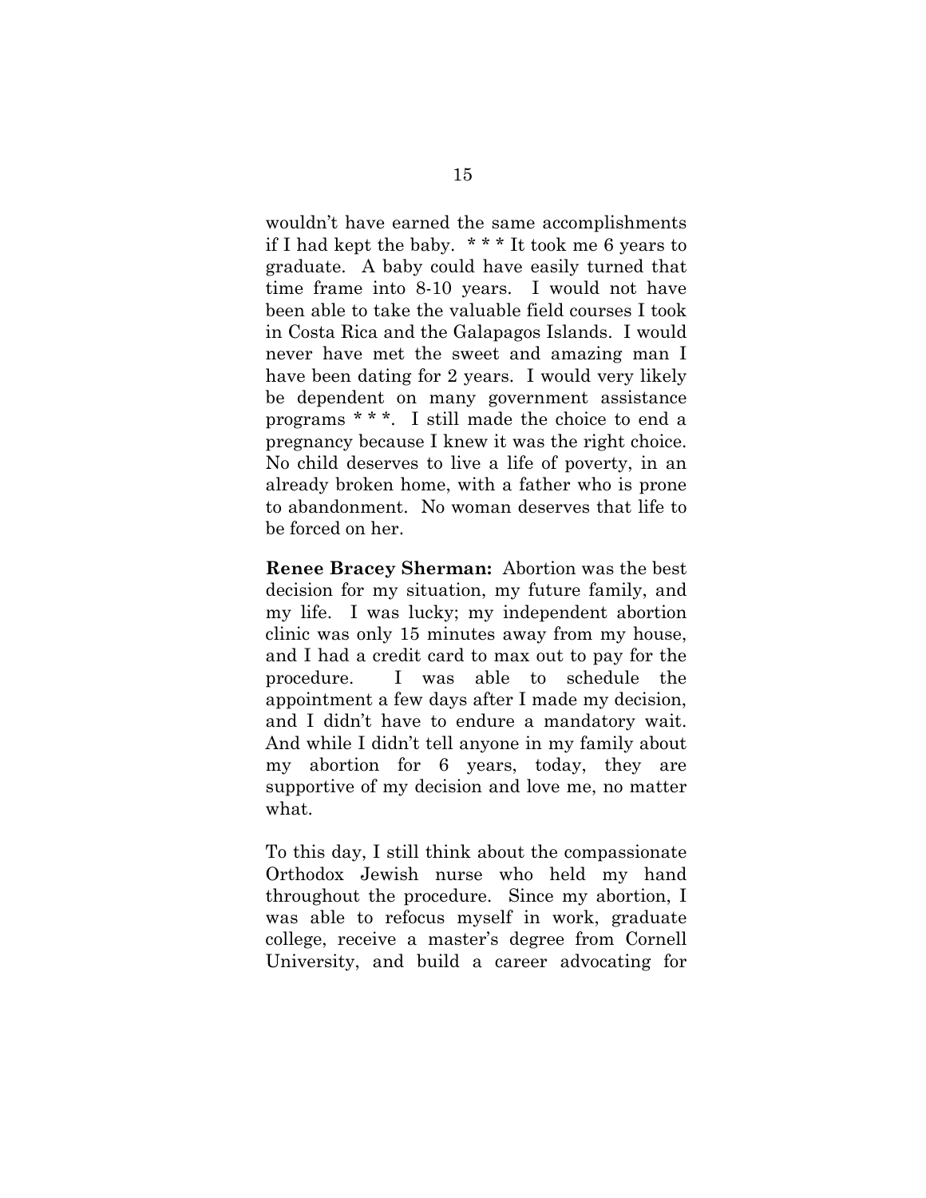wouldn't have earned the same accomplishments if I had kept the baby. * * * It took me 6 years to graduate. A baby could have easily turned that time frame into 8-10 years. I would not have been able to take the valuable field courses I took in Costa Rica and the Galapagos Islands. I would never have met the sweet and amazing man I have been dating for 2 years. I would very likely be dependent on many government assistance programs * * *. I still made the choice to end a pregnancy because I knew it was the right choice. No child deserves to live a life of poverty, in an already broken home, with a father who is prone to abandonment. No woman deserves that life to be forced on her.

**Renee Bracey Sherman:** Abortion was the best decision for my situation, my future family, and my life. I was lucky; my independent abortion clinic was only 15 minutes away from my house, and I had a credit card to max out to pay for the procedure. I was able to schedule the appointment a few days after I made my decision, and I didn't have to endure a mandatory wait. And while I didn't tell anyone in my family about my abortion for 6 years, today, they are supportive of my decision and love me, no matter what.

To this day, I still think about the compassionate Orthodox Jewish nurse who held my hand throughout the procedure. Since my abortion, I was able to refocus myself in work, graduate college, receive a master's degree from Cornell University, and build a career advocating for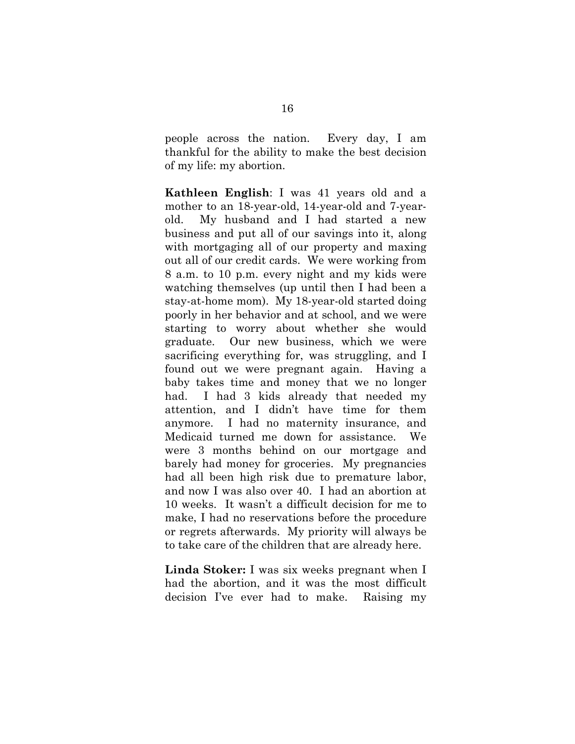people across the nation. Every day, I am thankful for the ability to make the best decision of my life: my abortion.

**Kathleen English**: I was 41 years old and a mother to an 18-year-old, 14-year-old and 7-year-old. My husband and I had started a new business and put all of our savings into it, along with mortgaging all of our property and maxing out all of our credit cards. We were working from 8 a.m. to 10 p.m. every night and my kids were watching themselves (up until then I had been a stay-at-home mom). My 18-year-old started doing poorly in her behavior and at school, and we were starting to worry about whether she would graduate. Our new business, which we were sacrificing everything for, was struggling, and I found out we were pregnant again. Having a baby takes time and money that we no longer had. I had 3 kids already that needed my attention, and I didn't have time for them anymore. I had no maternity insurance, and Medicaid turned me down for assistance. We were 3 months behind on our mortgage and barely had money for groceries. My pregnancies had all been high risk due to premature labor, and now I was also over 40. I had an abortion at 10 weeks. It wasn't a difficult decision for me to make, I had no reservations before the procedure or regrets afterwards. My priority will always be to take care of the children that are already here.

**Linda Stoker:** I was six weeks pregnant when I had the abortion, and it was the most difficult decision I've ever had to make. Raising my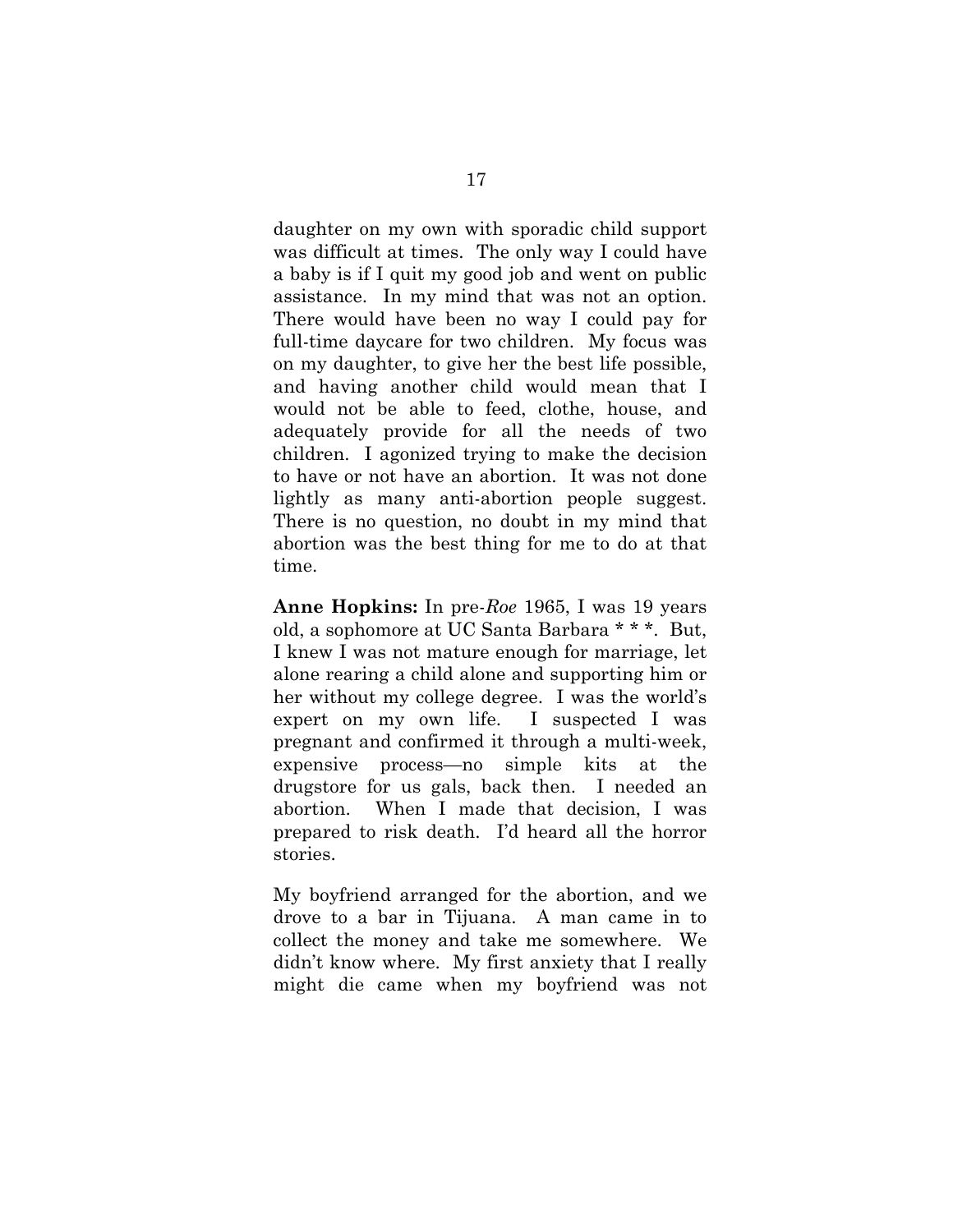daughter on my own with sporadic child support was difficult at times. The only way I could have a baby is if I quit my good job and went on public assistance. In my mind that was not an option. There would have been no way I could pay for full-time daycare for two children. My focus was on my daughter, to give her the best life possible, and having another child would mean that I would not be able to feed, clothe, house, and adequately provide for all the needs of two children. I agonized trying to make the decision to have or not have an abortion. It was not done lightly as many anti-abortion people suggest. There is no question, no doubt in my mind that abortion was the best thing for me to do at that time.

**Anne Hopkins:** In pre-*Roe* 1965, I was 19 years old, a sophomore at UC Santa Barbara * * *. But, I knew I was not mature enough for marriage, let alone rearing a child alone and supporting him or her without my college degree. I was the world's expert on my own life. I suspected I was pregnant and confirmed it through a multi-week, expensive process—no simple kits at the drugstore for us gals, back then. I needed an abortion. When I made that decision, I was prepared to risk death. I'd heard all the horror stories.

My boyfriend arranged for the abortion, and we drove to a bar in Tijuana. A man came in to collect the money and take me somewhere. We didn't know where. My first anxiety that I really might die came when my boyfriend was not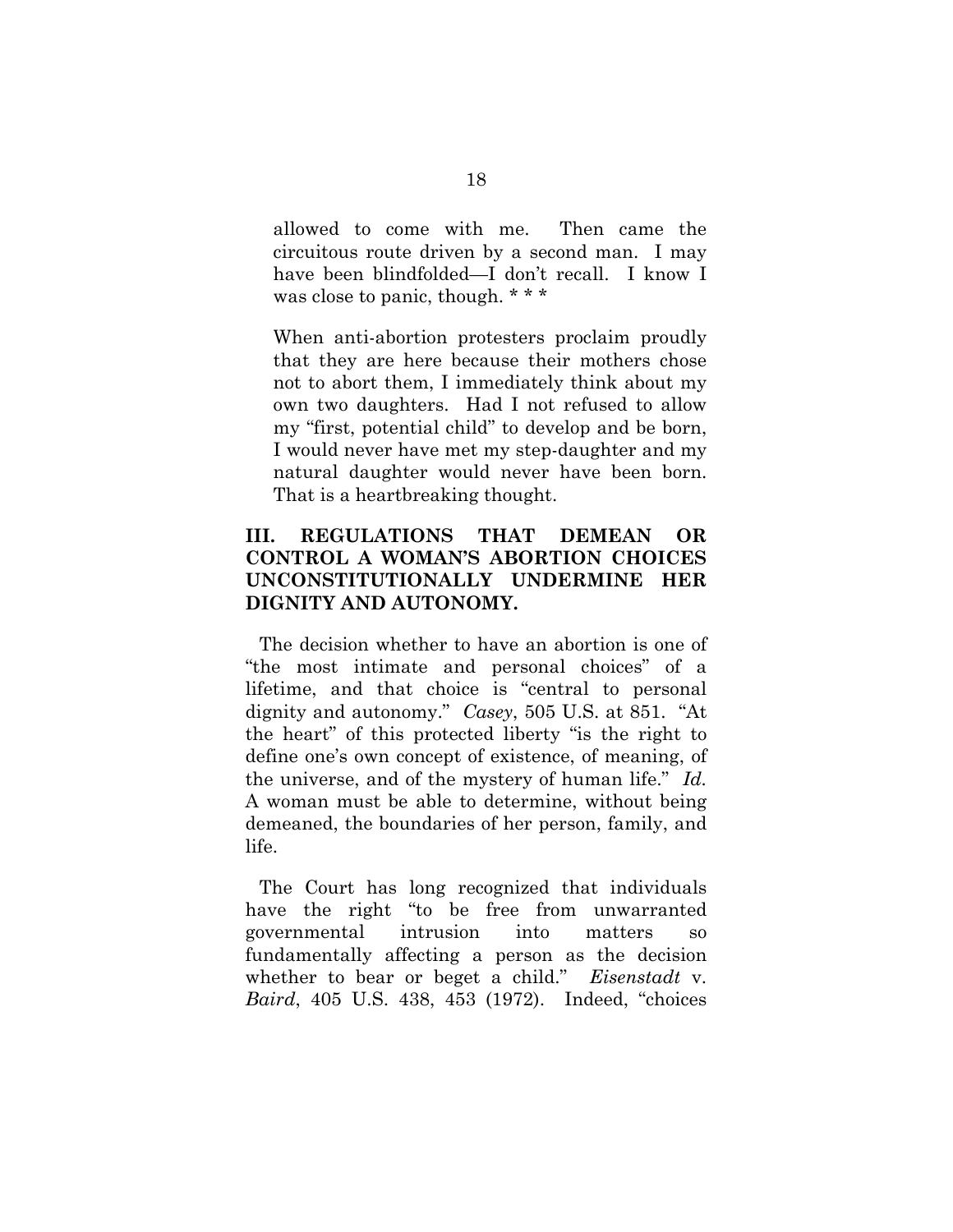> allowed to come with me. Then came the circuitous route driven by a second man. I may have been blindfolded—I don't recall. I know I was close to panic, though. * * *
>
> When anti-abortion protesters proclaim proudly that they are here because their mothers chose not to abort them, I immediately think about my own two daughters. Had I not refused to allow my "first, potential child" to develop and be born, I would never have met my step-daughter and my natural daughter would never have been born. That is a heartbreaking thought.

## III. REGULATIONS THAT DEMEAN OR CONTROL A WOMAN'S ABORTION CHOICES UNCONSTITUTIONALLY UNDERMINE HER DIGNITY AND AUTONOMY.

The decision whether to have an abortion is one of "the most intimate and personal choices" of a lifetime, and that choice is "central to personal dignity and autonomy." *Casey*, 505 U.S. at 851. "At the heart" of this protected liberty "is the right to define one's own concept of existence, of meaning, of the universe, and of the mystery of human life." *Id.* A woman must be able to determine, without being demeaned, the boundaries of her person, family, and life.

The Court has long recognized that individuals have the right "to be free from unwarranted governmental intrusion into matters so fundamentally affecting a person as the decision whether to bear or beget a child." *Eisenstadt* v. *Baird*, 405 U.S. 438, 453 (1972). Indeed, "choices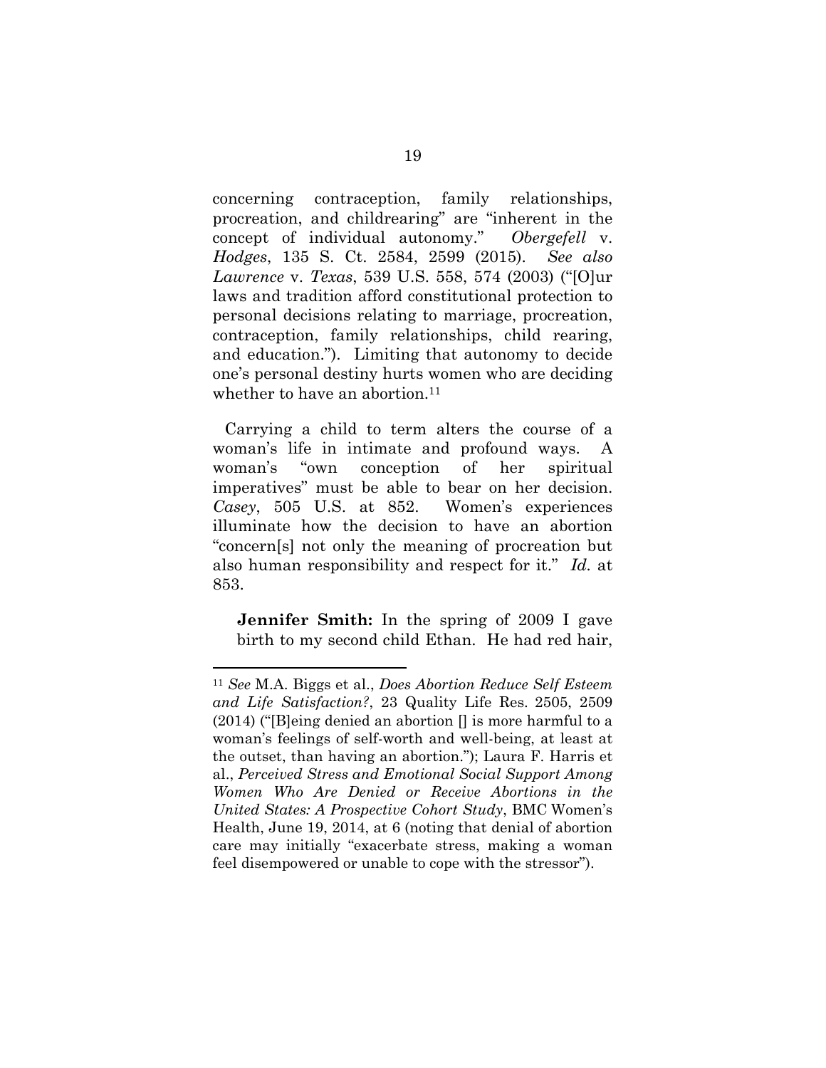concerning contraception, family relationships, procreation, and childrearing" are "inherent in the concept of individual autonomy." *Obergefell* v. *Hodges*, 135 S. Ct. 2584, 2599 (2015). *See also Lawrence* v. *Texas*, 539 U.S. 558, 574 (2003) ("[O]ur laws and tradition afford constitutional protection to personal decisions relating to marriage, procreation, contraception, family relationships, child rearing, and education."). Limiting that autonomy to decide one's personal destiny hurts women who are deciding whether to have an abortion.[11]

Carrying a child to term alters the course of a woman's life in intimate and profound ways. A woman's "own conception of her spiritual imperatives" must be able to bear on her decision. *Casey*, 505 U.S. at 852. Women's experiences illuminate how the decision to have an abortion "concern[s] not only the meaning of procreation but also human responsibility and respect for it." *Id.* at 853.

> **Jennifer Smith:** In the spring of 2009 I gave birth to my second child Ethan. He had red hair,

[11] *See* M.A. Biggs et al., *Does Abortion Reduce Self Esteem and Life Satisfaction?*, 23 Quality Life Res. 2505, 2509 (2014) ("[B]eing denied an abortion [] is more harmful to a woman's feelings of self-worth and well-being, at least at the outset, than having an abortion."); Laura F. Harris et al., *Perceived Stress and Emotional Social Support Among Women Who Are Denied or Receive Abortions in the United States: A Prospective Cohort Study*, BMC Women's Health, June 19, 2014, at 6 (noting that denial of abortion care may initially "exacerbate stress, making a woman feel disempowered or unable to cope with the stressor").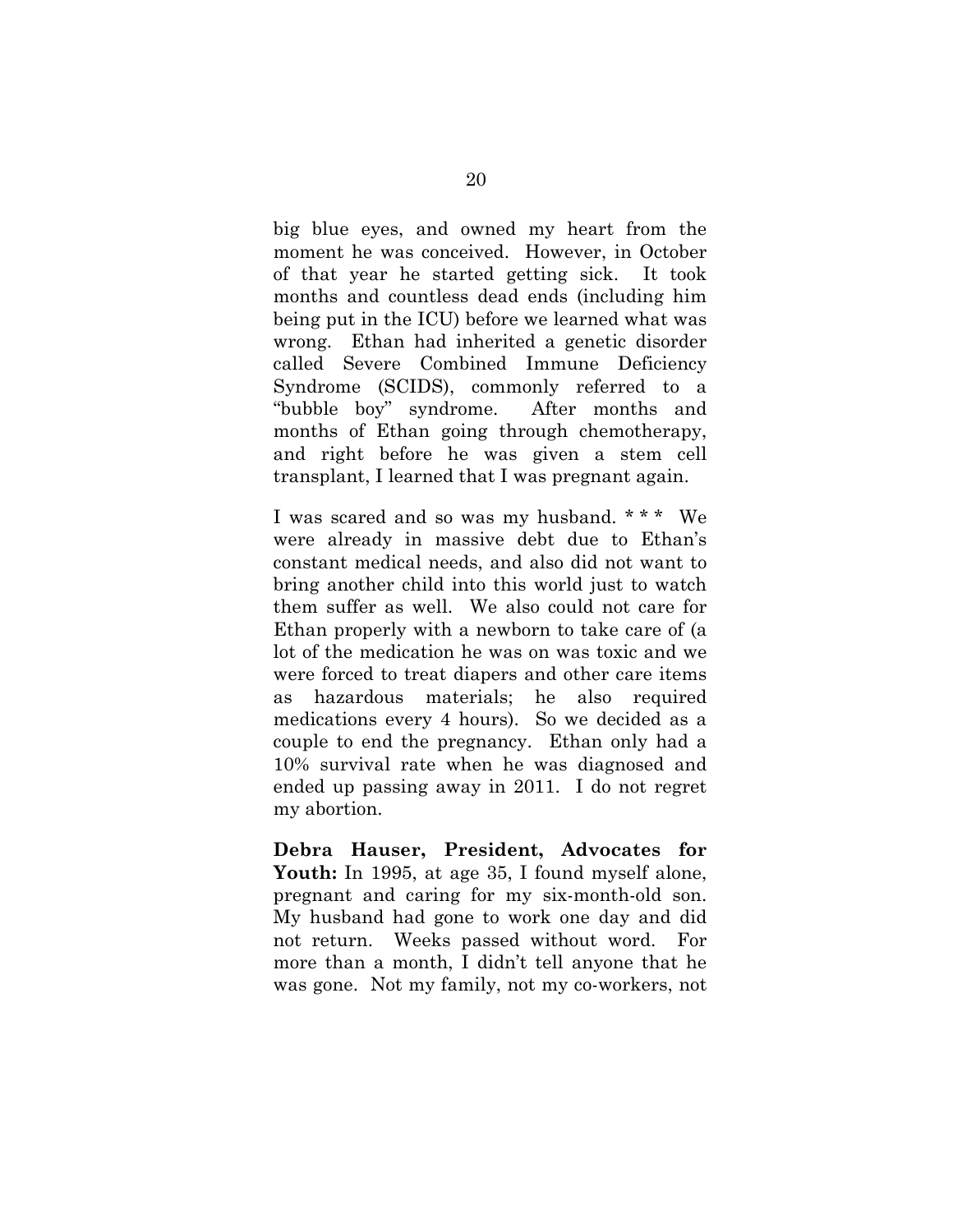big blue eyes, and owned my heart from the moment he was conceived. However, in October of that year he started getting sick. It took months and countless dead ends (including him being put in the ICU) before we learned what was wrong. Ethan had inherited a genetic disorder called Severe Combined Immune Deficiency Syndrome (SCIDS), commonly referred to a "bubble boy" syndrome. After months and months of Ethan going through chemotherapy, and right before he was given a stem cell transplant, I learned that I was pregnant again.

I was scared and so was my husband. * * * We were already in massive debt due to Ethan's constant medical needs, and also did not want to bring another child into this world just to watch them suffer as well. We also could not care for Ethan properly with a newborn to take care of (a lot of the medication he was on was toxic and we were forced to treat diapers and other care items as hazardous materials; he also required medications every 4 hours). So we decided as a couple to end the pregnancy. Ethan only had a 10% survival rate when he was diagnosed and ended up passing away in 2011. I do not regret my abortion.

**Debra Hauser, President, Advocates for Youth:** In 1995, at age 35, I found myself alone, pregnant and caring for my six-month-old son. My husband had gone to work one day and did not return. Weeks passed without word. For more than a month, I didn't tell anyone that he was gone. Not my family, not my co-workers, not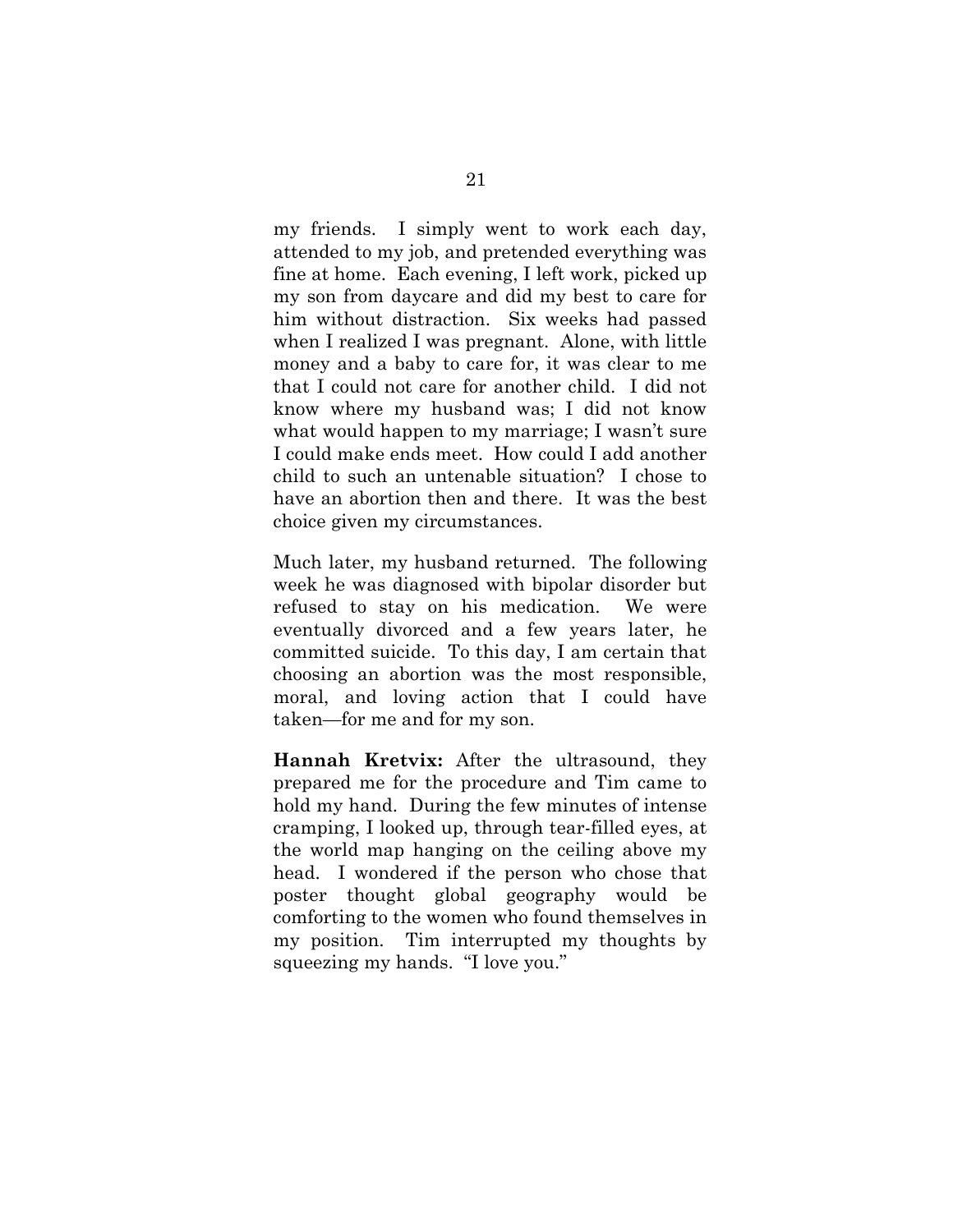my friends. I simply went to work each day, attended to my job, and pretended everything was fine at home. Each evening, I left work, picked up my son from daycare and did my best to care for him without distraction. Six weeks had passed when I realized I was pregnant. Alone, with little money and a baby to care for, it was clear to me that I could not care for another child. I did not know where my husband was; I did not know what would happen to my marriage; I wasn't sure I could make ends meet. How could I add another child to such an untenable situation? I chose to have an abortion then and there. It was the best choice given my circumstances.

Much later, my husband returned. The following week he was diagnosed with bipolar disorder but refused to stay on his medication. We were eventually divorced and a few years later, he committed suicide. To this day, I am certain that choosing an abortion was the most responsible, moral, and loving action that I could have taken—for me and for my son.

**Hannah Kretvix:** After the ultrasound, they prepared me for the procedure and Tim came to hold my hand. During the few minutes of intense cramping, I looked up, through tear-filled eyes, at the world map hanging on the ceiling above my head. I wondered if the person who chose that poster thought global geography would be comforting to the women who found themselves in my position. Tim interrupted my thoughts by squeezing my hands. "I love you."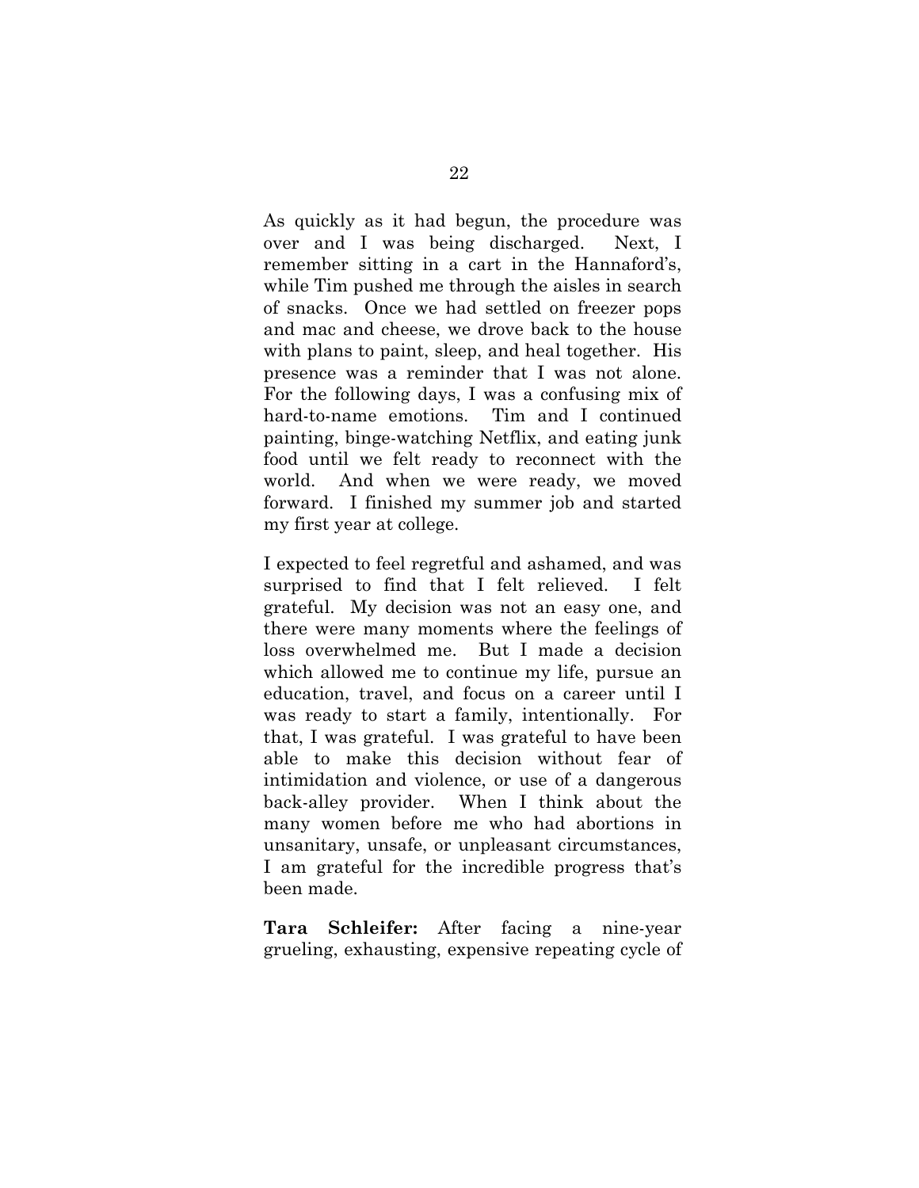As quickly as it had begun, the procedure was over and I was being discharged. Next, I remember sitting in a cart in the Hannaford's, while Tim pushed me through the aisles in search of snacks. Once we had settled on freezer pops and mac and cheese, we drove back to the house with plans to paint, sleep, and heal together. His presence was a reminder that I was not alone. For the following days, I was a confusing mix of hard-to-name emotions. Tim and I continued painting, binge-watching Netflix, and eating junk food until we felt ready to reconnect with the world. And when we were ready, we moved forward. I finished my summer job and started my first year at college.

I expected to feel regretful and ashamed, and was surprised to find that I felt relieved. I felt grateful. My decision was not an easy one, and there were many moments where the feelings of loss overwhelmed me. But I made a decision which allowed me to continue my life, pursue an education, travel, and focus on a career until I was ready to start a family, intentionally. For that, I was grateful. I was grateful to have been able to make this decision without fear of intimidation and violence, or use of a dangerous back-alley provider. When I think about the many women before me who had abortions in unsanitary, unsafe, or unpleasant circumstances, I am grateful for the incredible progress that's been made.

**Tara Schleifer:** After facing a nine-year grueling, exhausting, expensive repeating cycle of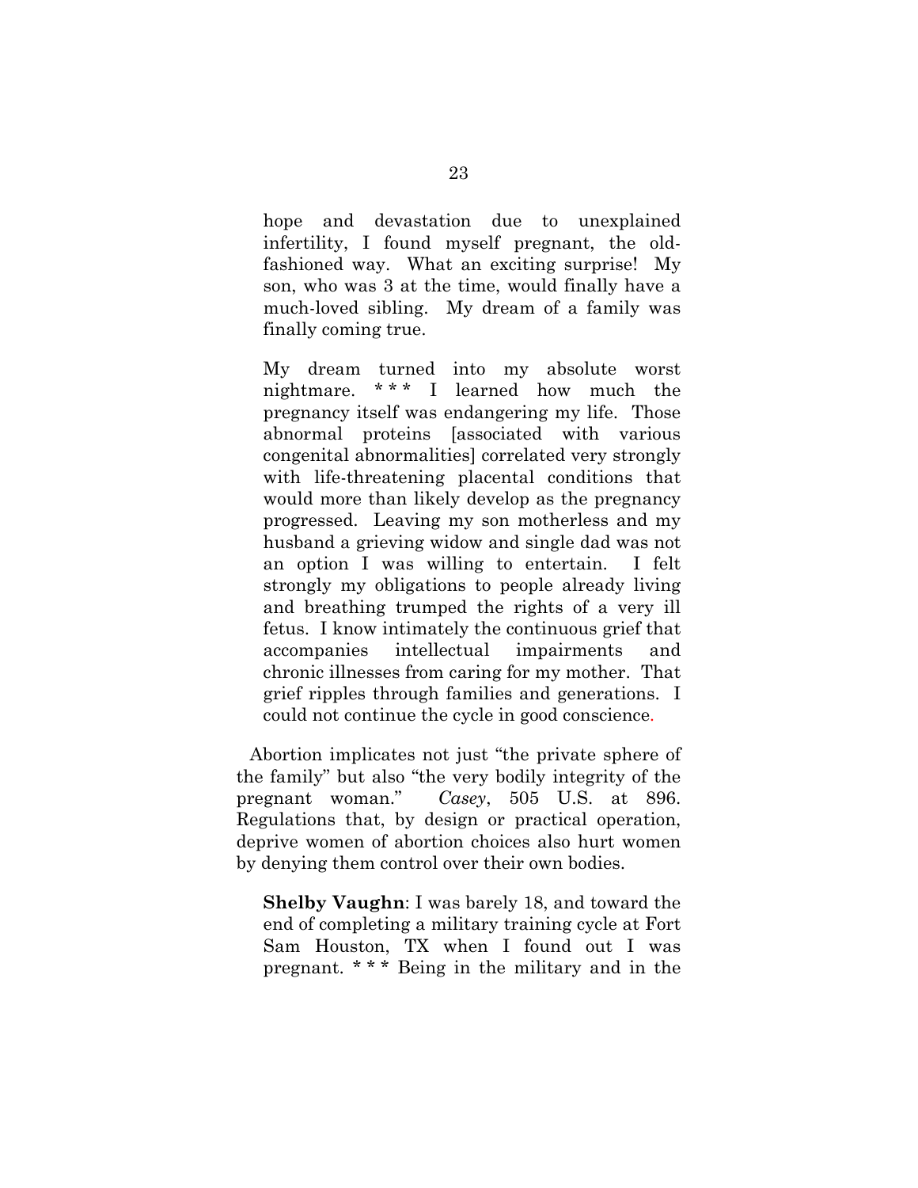> hope and devastation due to unexplained infertility, I found myself pregnant, the old-fashioned way. What an exciting surprise! My son, who was 3 at the time, would finally have a much-loved sibling. My dream of a family was finally coming true.
>
> My dream turned into my absolute worst nightmare. * * * I learned how much the pregnancy itself was endangering my life. Those abnormal proteins [associated with various congenital abnormalities] correlated very strongly with life-threatening placental conditions that would more than likely develop as the pregnancy progressed. Leaving my son motherless and my husband a grieving widow and single dad was not an option I was willing to entertain. I felt strongly my obligations to people already living and breathing trumped the rights of a very ill fetus. I know intimately the continuous grief that accompanies intellectual impairments and chronic illnesses from caring for my mother. That grief ripples through families and generations. I could not continue the cycle in good conscience.

Abortion implicates not just "the private sphere of the family" but also "the very bodily integrity of the pregnant woman." *Casey*, 505 U.S. at 896. Regulations that, by design or practical operation, deprive women of abortion choices also hurt women by denying them control over their own bodies.

> **Shelby Vaughn**: I was barely 18, and toward the end of completing a military training cycle at Fort Sam Houston, TX when I found out I was pregnant. * * * Being in the military and in the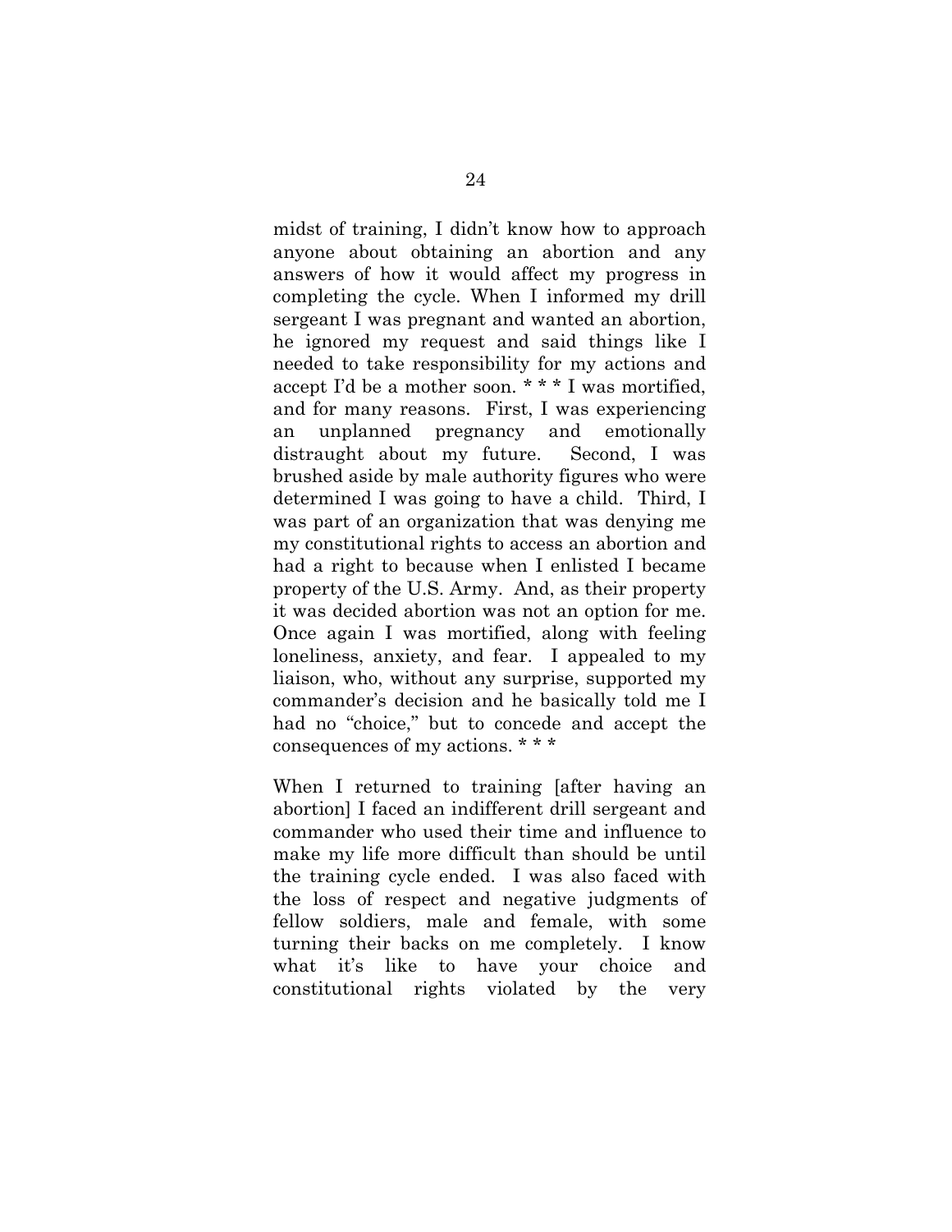midst of training, I didn't know how to approach anyone about obtaining an abortion and any answers of how it would affect my progress in completing the cycle. When I informed my drill sergeant I was pregnant and wanted an abortion, he ignored my request and said things like I needed to take responsibility for my actions and accept I'd be a mother soon. * * * I was mortified, and for many reasons. First, I was experiencing an unplanned pregnancy and emotionally distraught about my future. Second, I was brushed aside by male authority figures who were determined I was going to have a child. Third, I was part of an organization that was denying me my constitutional rights to access an abortion and had a right to because when I enlisted I became property of the U.S. Army. And, as their property it was decided abortion was not an option for me. Once again I was mortified, along with feeling loneliness, anxiety, and fear. I appealed to my liaison, who, without any surprise, supported my commander's decision and he basically told me I had no "choice," but to concede and accept the consequences of my actions. * * *

When I returned to training [after having an abortion] I faced an indifferent drill sergeant and commander who used their time and influence to make my life more difficult than should be until the training cycle ended. I was also faced with the loss of respect and negative judgments of fellow soldiers, male and female, with some turning their backs on me completely. I know what it's like to have your choice and constitutional rights violated by the very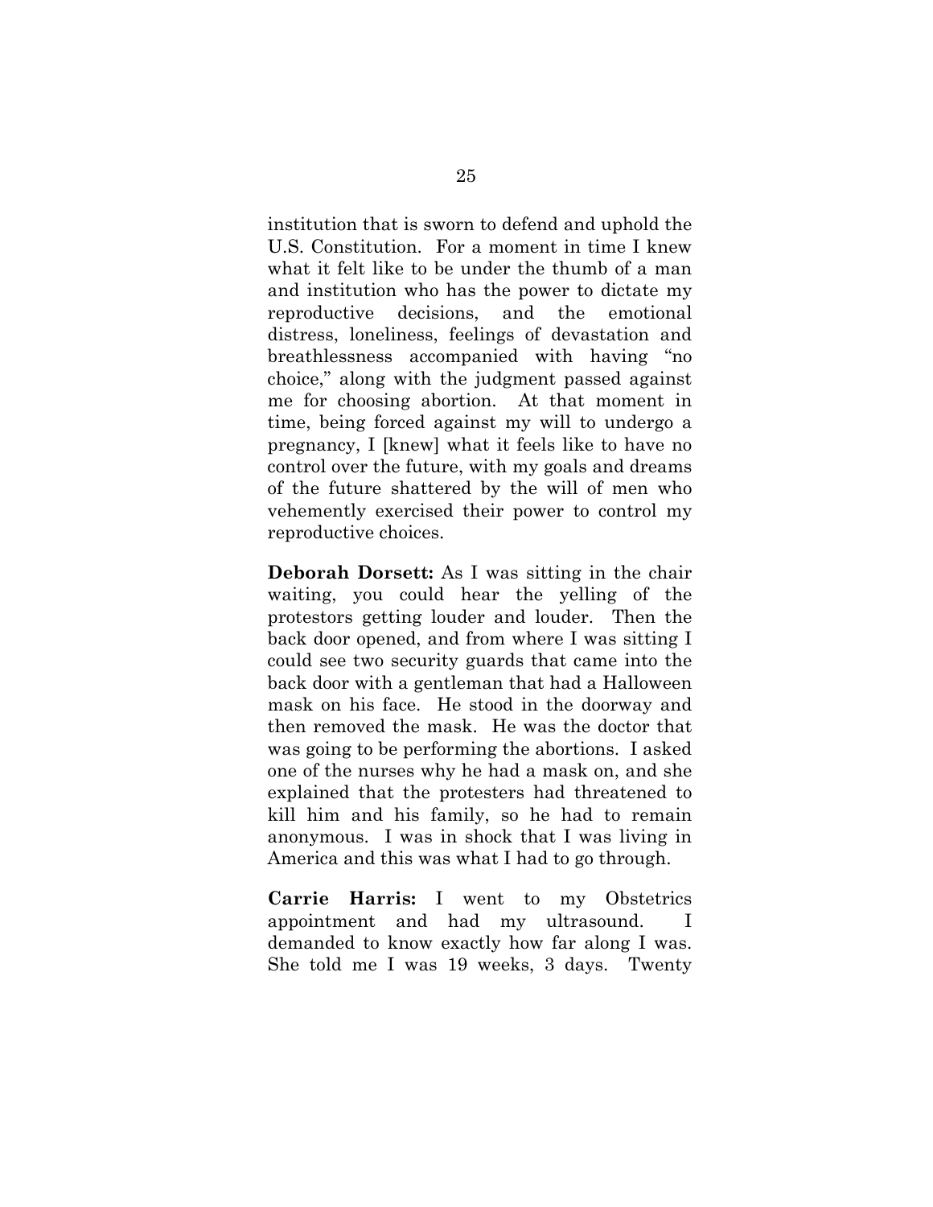institution that is sworn to defend and uphold the U.S. Constitution. For a moment in time I knew what it felt like to be under the thumb of a man and institution who has the power to dictate my reproductive decisions, and the emotional distress, loneliness, feelings of devastation and breathlessness accompanied with having "no choice," along with the judgment passed against me for choosing abortion. At that moment in time, being forced against my will to undergo a pregnancy, I [knew] what it feels like to have no control over the future, with my goals and dreams of the future shattered by the will of men who vehemently exercised their power to control my reproductive choices.

**Deborah Dorsett:** As I was sitting in the chair waiting, you could hear the yelling of the protestors getting louder and louder. Then the back door opened, and from where I was sitting I could see two security guards that came into the back door with a gentleman that had a Halloween mask on his face. He stood in the doorway and then removed the mask. He was the doctor that was going to be performing the abortions. I asked one of the nurses why he had a mask on, and she explained that the protesters had threatened to kill him and his family, so he had to remain anonymous. I was in shock that I was living in America and this was what I had to go through.

**Carrie Harris:** I went to my Obstetrics appointment and had my ultrasound. I demanded to know exactly how far along I was. She told me I was 19 weeks, 3 days. Twenty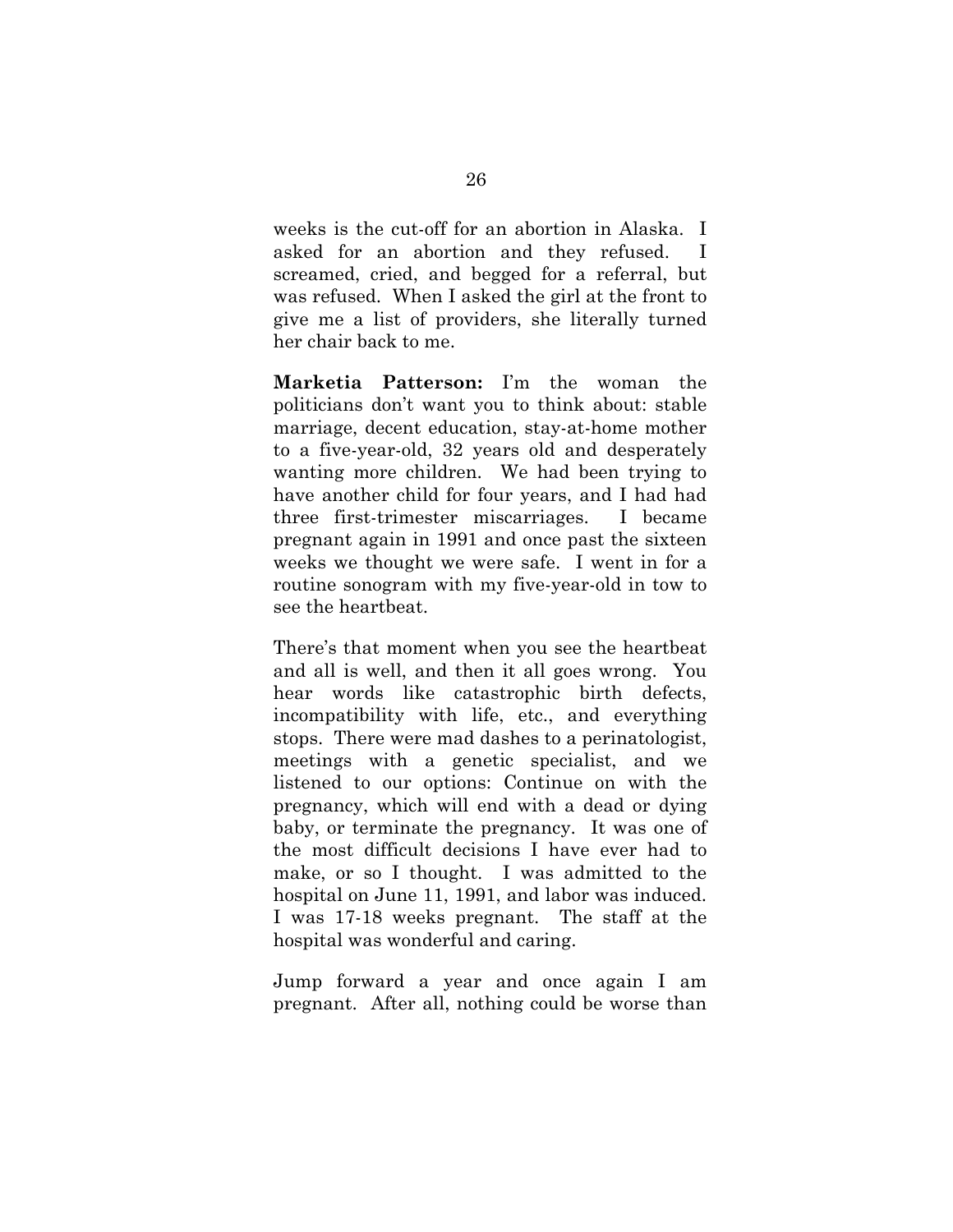weeks is the cut-off for an abortion in Alaska. I asked for an abortion and they refused. I screamed, cried, and begged for a referral, but was refused. When I asked the girl at the front to give me a list of providers, she literally turned her chair back to me.

**Marketia Patterson:** I'm the woman the politicians don't want you to think about: stable marriage, decent education, stay-at-home mother to a five-year-old, 32 years old and desperately wanting more children. We had been trying to have another child for four years, and I had had three first-trimester miscarriages. I became pregnant again in 1991 and once past the sixteen weeks we thought we were safe. I went in for a routine sonogram with my five-year-old in tow to see the heartbeat.

There's that moment when you see the heartbeat and all is well, and then it all goes wrong. You hear words like catastrophic birth defects, incompatibility with life, etc., and everything stops. There were mad dashes to a perinatologist, meetings with a genetic specialist, and we listened to our options: Continue on with the pregnancy, which will end with a dead or dying baby, or terminate the pregnancy. It was one of the most difficult decisions I have ever had to make, or so I thought. I was admitted to the hospital on June 11, 1991, and labor was induced. I was 17-18 weeks pregnant. The staff at the hospital was wonderful and caring.

Jump forward a year and once again I am pregnant. After all, nothing could be worse than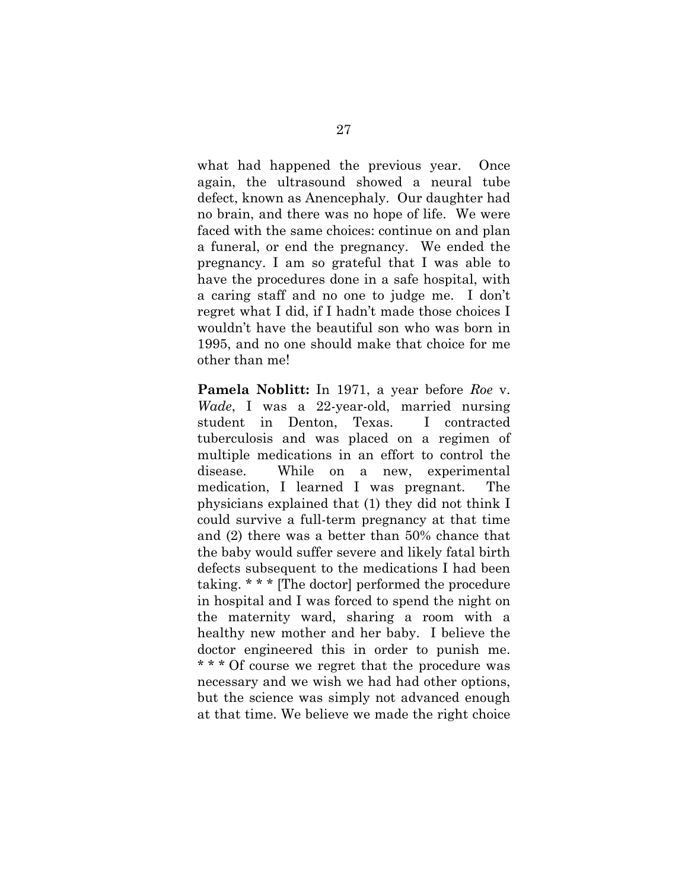what had happened the previous year. Once again, the ultrasound showed a neural tube defect, known as Anencephaly. Our daughter had no brain, and there was no hope of life. We were faced with the same choices: continue on and plan a funeral, or end the pregnancy. We ended the pregnancy. I am so grateful that I was able to have the procedures done in a safe hospital, with a caring staff and no one to judge me. I don't regret what I did, if I hadn't made those choices I wouldn't have the beautiful son who was born in 1995, and no one should make that choice for me other than me!

**Pamela Noblitt:** In 1971, a year before *Roe* v. *Wade*, I was a 22-year-old, married nursing student in Denton, Texas. I contracted tuberculosis and was placed on a regimen of multiple medications in an effort to control the disease. While on a new, experimental medication, I learned I was pregnant. The physicians explained that (1) they did not think I could survive a full-term pregnancy at that time and (2) there was a better than 50% chance that the baby would suffer severe and likely fatal birth defects subsequent to the medications I had been taking. * * * [The doctor] performed the procedure in hospital and I was forced to spend the night on the maternity ward, sharing a room with a healthy new mother and her baby. I believe the doctor engineered this in order to punish me. * * * Of course we regret that the procedure was necessary and we wish we had had other options, but the science was simply not advanced enough at that time. We believe we made the right choice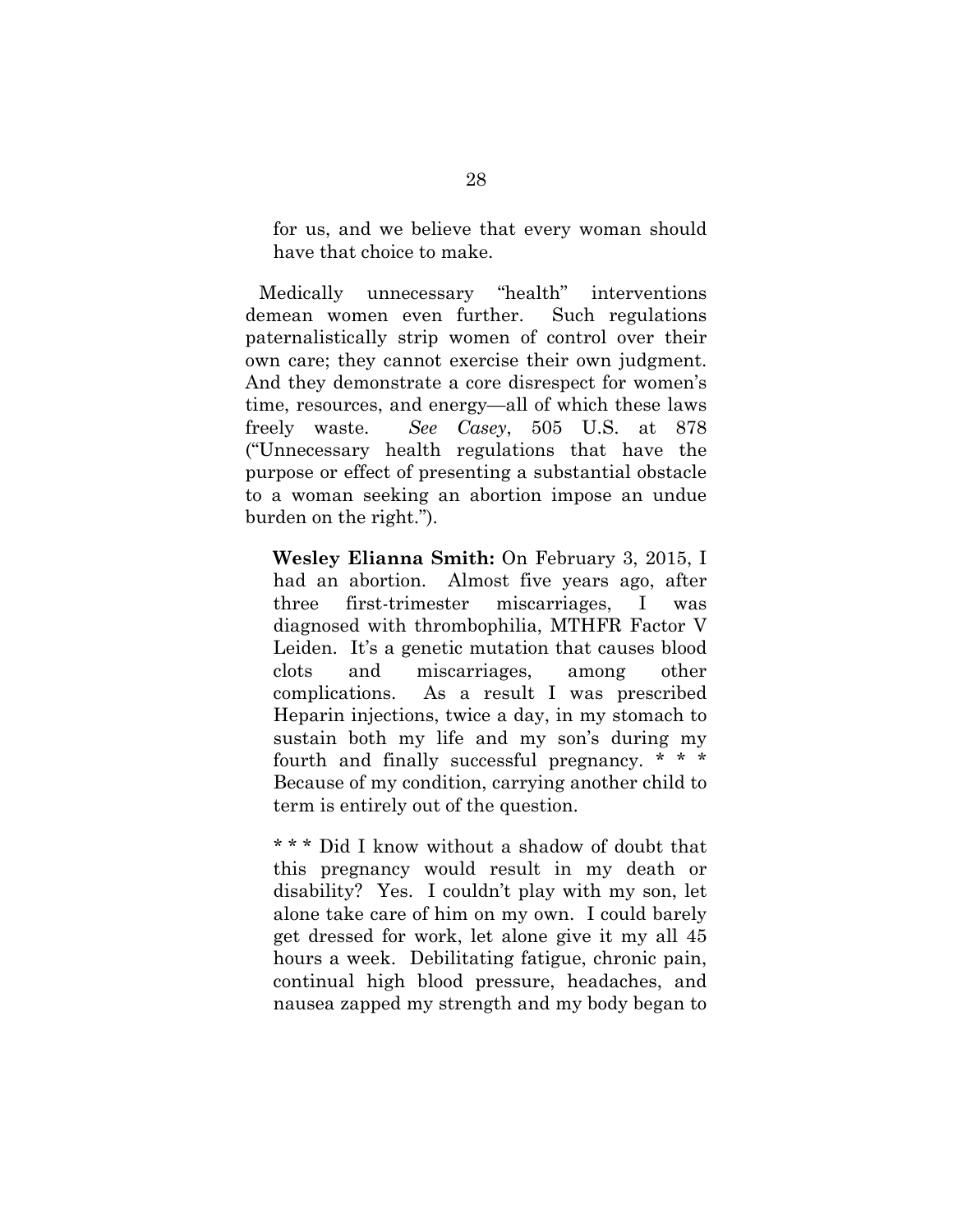> for us, and we believe that every woman should have that choice to make.

Medically unnecessary "health" interventions demean women even further. Such regulations paternalistically strip women of control over their own care; they cannot exercise their own judgment. And they demonstrate a core disrespect for women's time, resources, and energy—all of which these laws freely waste. *See Casey*, 505 U.S. at 878 ("Unnecessary health regulations that have the purpose or effect of presenting a substantial obstacle to a woman seeking an abortion impose an undue burden on the right.").

> **Wesley Elianna Smith:** On February 3, 2015, I had an abortion. Almost five years ago, after three first-trimester miscarriages, I was diagnosed with thrombophilia, MTHFR Factor V Leiden. It's a genetic mutation that causes blood clots and miscarriages, among other complications. As a result I was prescribed Heparin injections, twice a day, in my stomach to sustain both my life and my son's during my fourth and finally successful pregnancy. * * * Because of my condition, carrying another child to term is entirely out of the question.
>
> * * * Did I know without a shadow of doubt that this pregnancy would result in my death or disability? Yes. I couldn't play with my son, let alone take care of him on my own. I could barely get dressed for work, let alone give it my all 45 hours a week. Debilitating fatigue, chronic pain, continual high blood pressure, headaches, and nausea zapped my strength and my body began to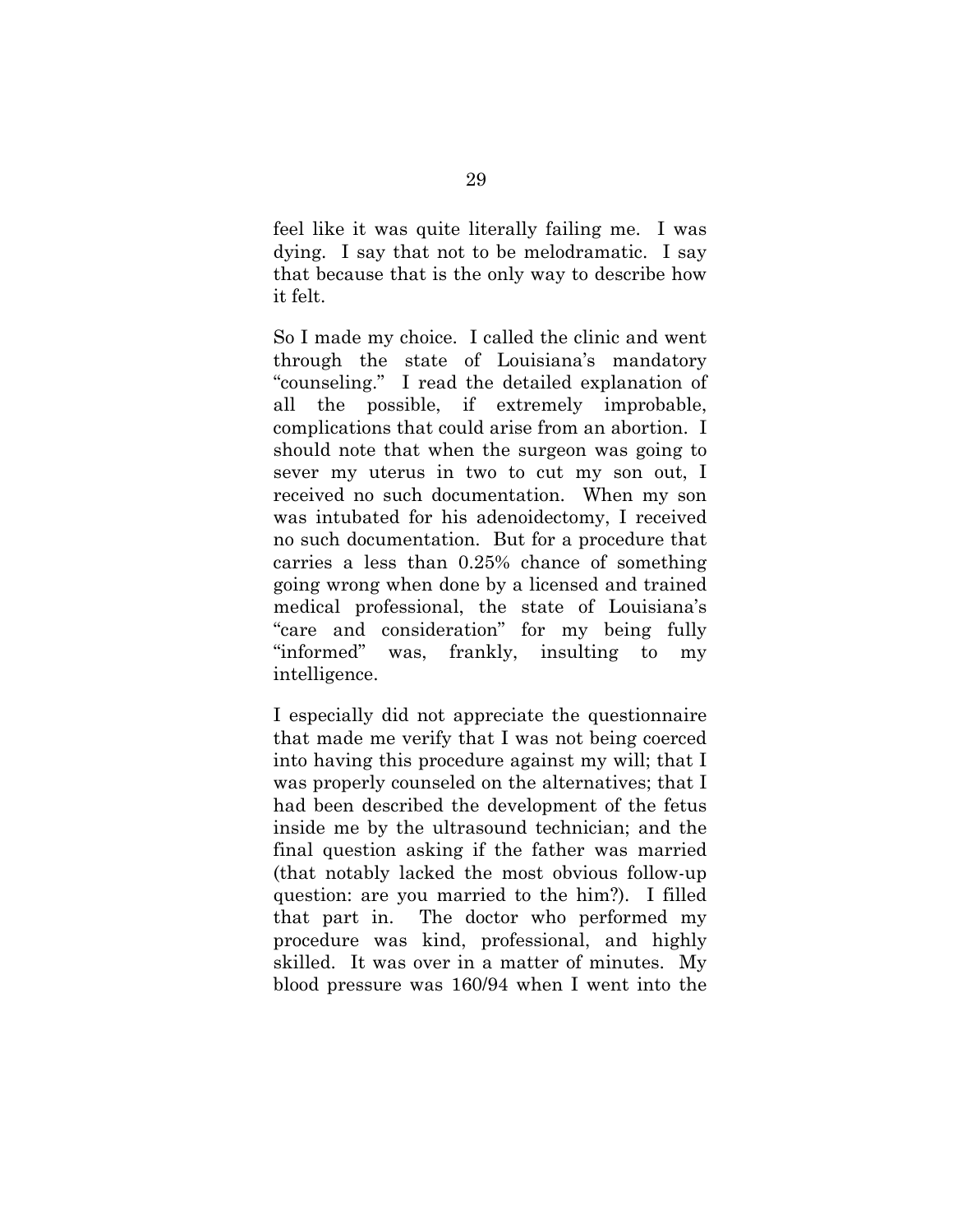feel like it was quite literally failing me. I was dying. I say that not to be melodramatic. I say that because that is the only way to describe how it felt.

So I made my choice. I called the clinic and went through the state of Louisiana's mandatory "counseling." I read the detailed explanation of all the possible, if extremely improbable, complications that could arise from an abortion. I should note that when the surgeon was going to sever my uterus in two to cut my son out, I received no such documentation. When my son was intubated for his adenoidectomy, I received no such documentation. But for a procedure that carries a less than 0.25% chance of something going wrong when done by a licensed and trained medical professional, the state of Louisiana's "care and consideration" for my being fully "informed" was, frankly, insulting to my intelligence.

I especially did not appreciate the questionnaire that made me verify that I was not being coerced into having this procedure against my will; that I was properly counseled on the alternatives; that I had been described the development of the fetus inside me by the ultrasound technician; and the final question asking if the father was married (that notably lacked the most obvious follow-up question: are you married to the him?). I filled that part in. The doctor who performed my procedure was kind, professional, and highly skilled. It was over in a matter of minutes. My blood pressure was 160/94 when I went into the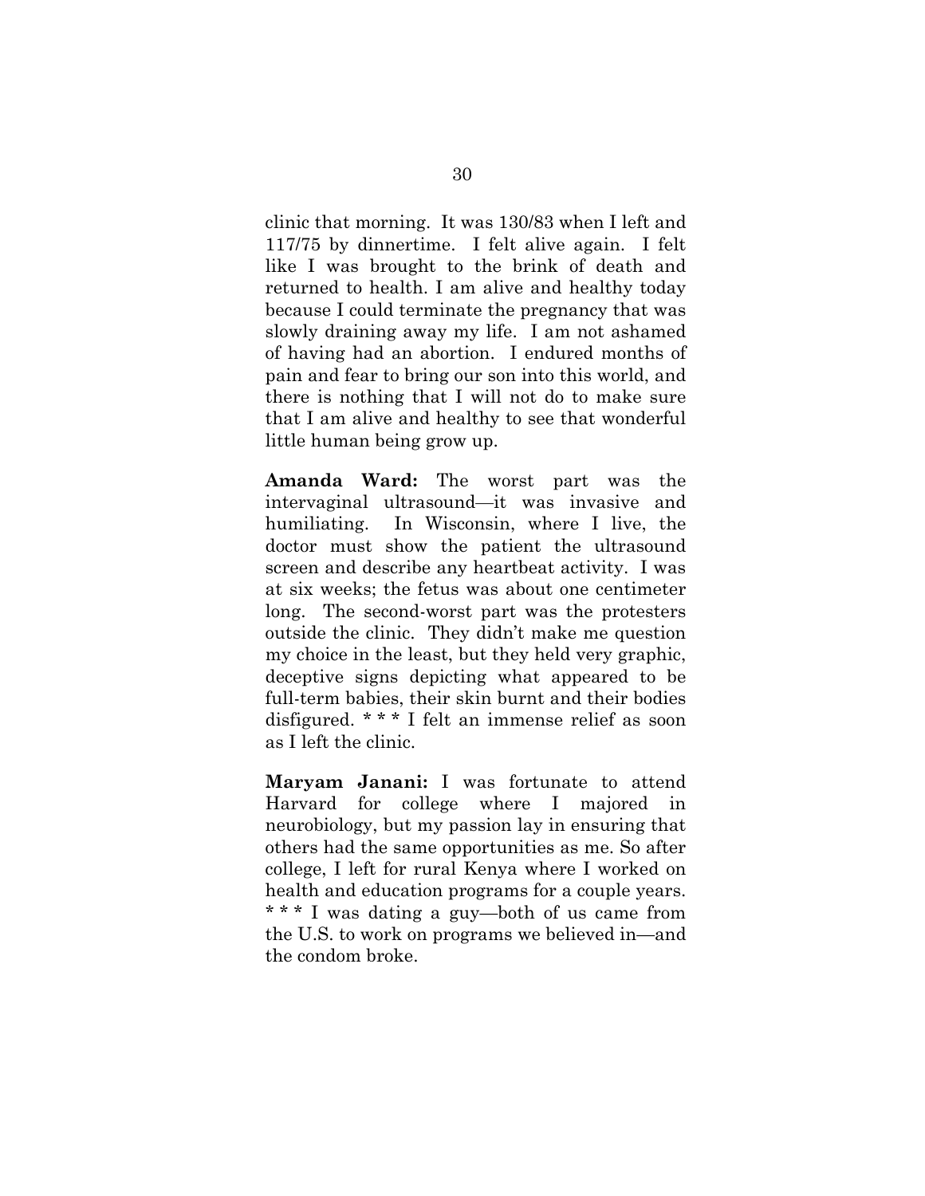clinic that morning. It was 130/83 when I left and 117/75 by dinnertime. I felt alive again. I felt like I was brought to the brink of death and returned to health. I am alive and healthy today because I could terminate the pregnancy that was slowly draining away my life. I am not ashamed of having had an abortion. I endured months of pain and fear to bring our son into this world, and there is nothing that I will not do to make sure that I am alive and healthy to see that wonderful little human being grow up.

**Amanda Ward:** The worst part was the intervaginal ultrasound—it was invasive and humiliating. In Wisconsin, where I live, the doctor must show the patient the ultrasound screen and describe any heartbeat activity. I was at six weeks; the fetus was about one centimeter long. The second-worst part was the protesters outside the clinic. They didn't make me question my choice in the least, but they held very graphic, deceptive signs depicting what appeared to be full-term babies, their skin burnt and their bodies disfigured. * * * I felt an immense relief as soon as I left the clinic.

**Maryam Janani:** I was fortunate to attend Harvard for college where I majored in neurobiology, but my passion lay in ensuring that others had the same opportunities as me. So after college, I left for rural Kenya where I worked on health and education programs for a couple years. * * * I was dating a guy—both of us came from the U.S. to work on programs we believed in—and the condom broke.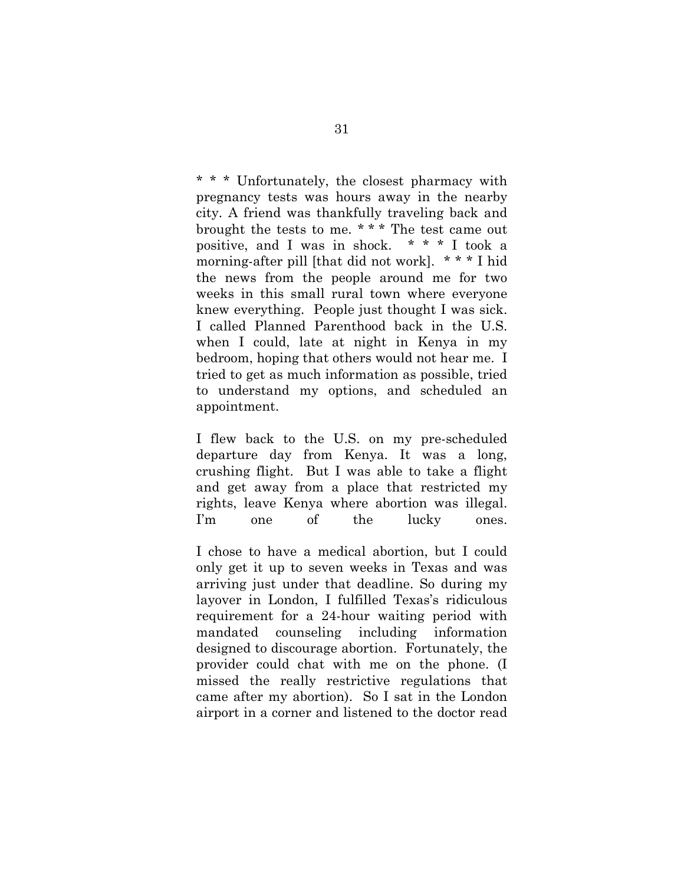* * * Unfortunately, the closest pharmacy with pregnancy tests was hours away in the nearby city. A friend was thankfully traveling back and brought the tests to me. * * * The test came out positive, and I was in shock. * * * I took a morning-after pill [that did not work]. * * * I hid the news from the people around me for two weeks in this small rural town where everyone knew everything. People just thought I was sick. I called Planned Parenthood back in the U.S. when I could, late at night in Kenya in my bedroom, hoping that others would not hear me. I tried to get as much information as possible, tried to understand my options, and scheduled an appointment.

I flew back to the U.S. on my pre-scheduled departure day from Kenya. It was a long, crushing flight. But I was able to take a flight and get away from a place that restricted my rights, leave Kenya where abortion was illegal. I'm one of the lucky ones.

I chose to have a medical abortion, but I could only get it up to seven weeks in Texas and was arriving just under that deadline. So during my layover in London, I fulfilled Texas's ridiculous requirement for a 24-hour waiting period with mandated counseling including information designed to discourage abortion. Fortunately, the provider could chat with me on the phone. (I missed the really restrictive regulations that came after my abortion). So I sat in the London airport in a corner and listened to the doctor read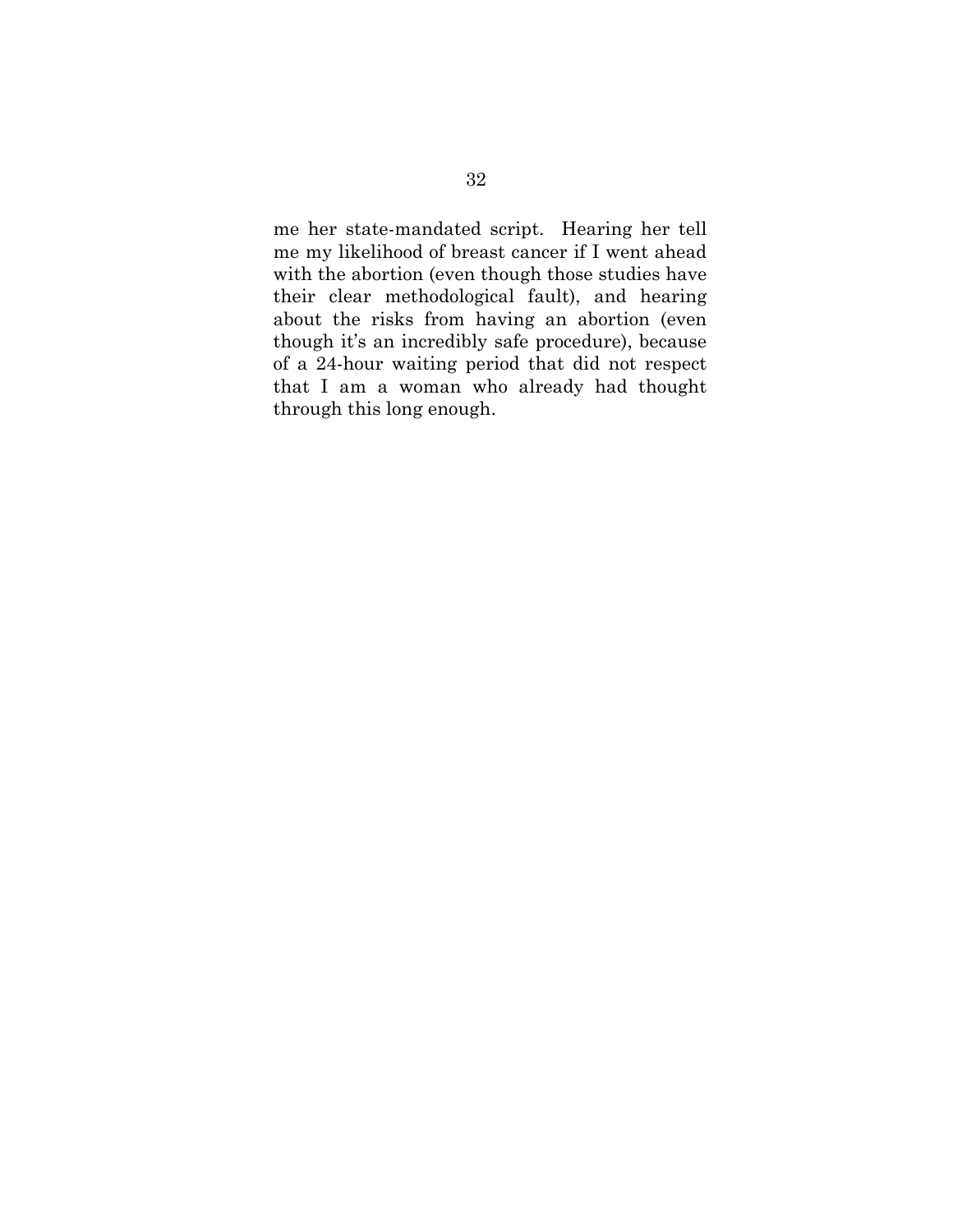me her state-mandated script. Hearing her tell me my likelihood of breast cancer if I went ahead with the abortion (even though those studies have their clear methodological fault), and hearing about the risks from having an abortion (even though it's an incredibly safe procedure), because of a 24-hour waiting period that did not respect that I am a woman who already had thought through this long enough.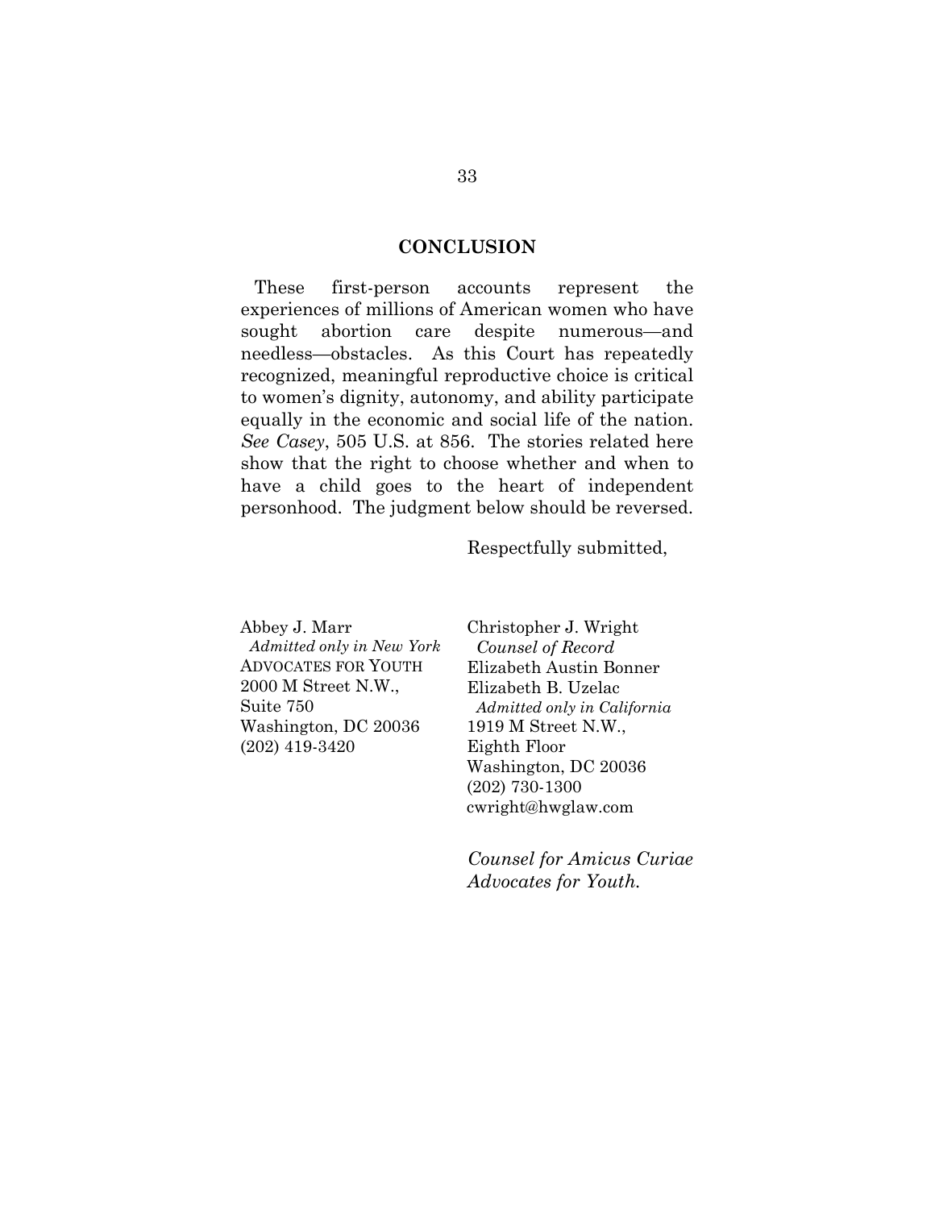## CONCLUSION

These first-person accounts represent the experiences of millions of American women who have sought abortion care despite numerous—and needless—obstacles. As this Court has repeatedly recognized, meaningful reproductive choice is critical to women's dignity, autonomy, and ability participate equally in the economic and social life of the nation. *See Casey*, 505 U.S. at 856. The stories related here show that the right to choose whether and when to have a child goes to the heart of independent personhood. The judgment below should be reversed.

Respectfully submitted,

Abbey J. Marr
*Admitted only in New York*
ADVOCATES FOR YOUTH
2000 M Street N.W.,
Suite 750
Washington, DC 20036
(202) 419-3420

Christopher J. Wright
*Counsel of Record*
Elizabeth Austin Bonner
Elizabeth B. Uzelac
*Admitted only in California*
1919 M Street N.W.,
Eighth Floor
Washington, DC 20036
(202) 730-1300
cwright@hwglaw.com

*Counsel for Amicus Curiae Advocates for Youth.*